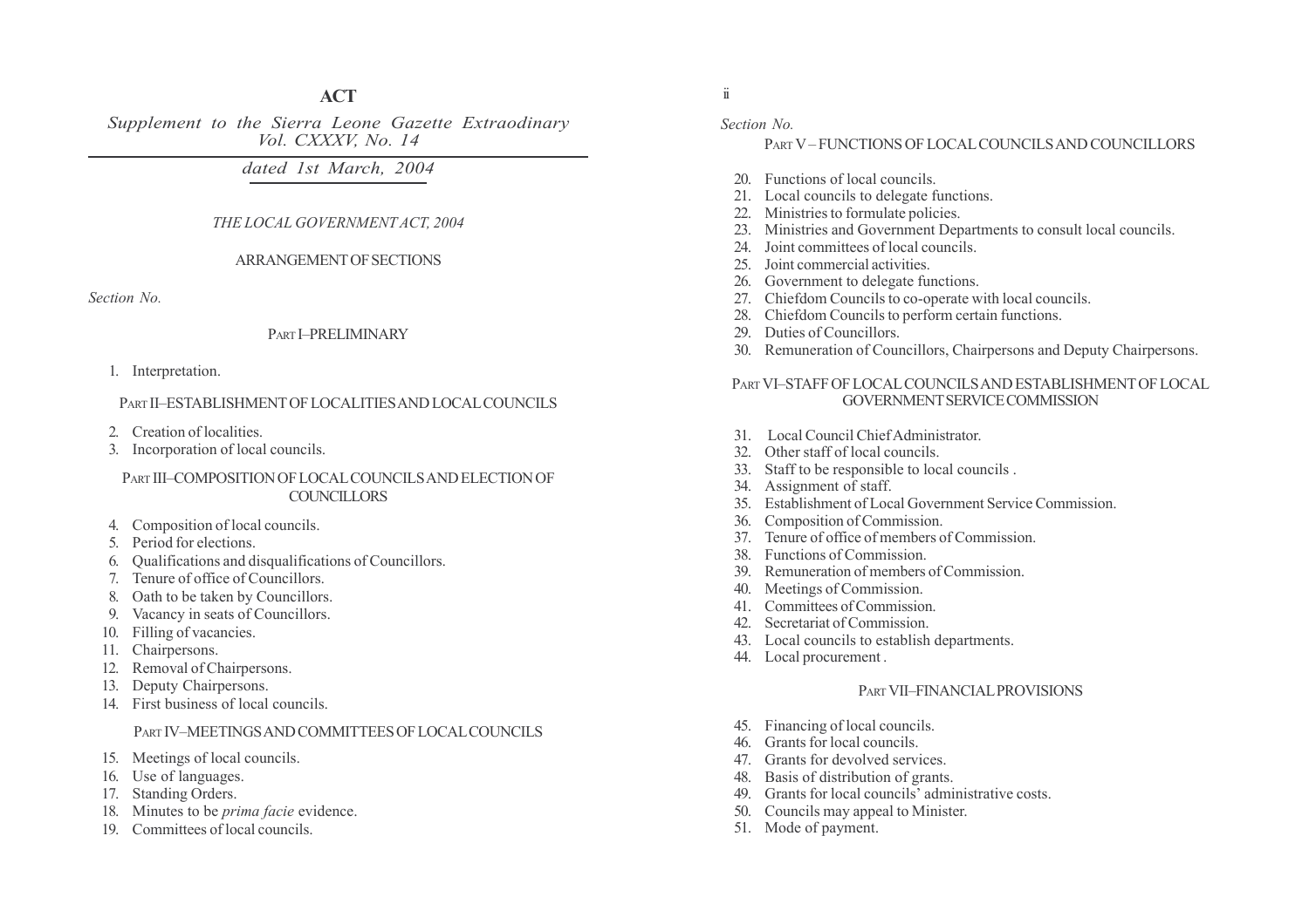# ACT

*Supplement to the Sierra Leone Gazette Extraordinary Vol. CXXXV, No. 14*

*dated 1st March, 2004*

*THE LOCAL GOVERNMENT ACT, 2004*

ARRANGEMENT OF SECTIONS

*Section No.*

PART I–PRELIMINARY

1. Interpretation.

PART II–ESTABLISHMENT OF LOCALITIES AND LOCAL COUNCILS

2. Creation of localities.
3. Incorporation of local councils.

PART III–COMPOSITION OF LOCAL COUNCILS AND ELECTION OF COUNCILLORS

4. Composition of local councils.
5. Period for elections.
6. Qualifications and disqualifications of Councillors.
7. Tenure of office of Councillors.
8. Oath to be taken by Councillors.
9. Vacancy in seats of Councillors.
10. Filling of vacancies.
11. Chairpersons.
12. Removal of Chairpersons.
13. Deputy Chairpersons.
14. First business of local councils.

PART IV–MEETINGS AND COMMITTEES OF LOCAL COUNCILS

15. Meetings of local councils.
16. Use of languages.
17. Standing Orders.
18. Minutes to be *prima facie* evidence.
19. Committees of local councils.

*Section No.*

PART V – FUNCTIONS OF LOCAL COUNCILS AND COUNCILLORS

20. Functions of local councils.
21. Local councils to delegate functions.
22. Ministries to formulate policies.
23. Ministries and Government Departments to consult local councils.
24. Joint committees of local councils.
25. Joint commercial activities.
26. Government to delegate functions.
27. Chiefdom Councils to co-operate with local councils.
28. Chiefdom Councils to perform certain functions.
29. Duties of Councillors.
30. Remuneration of Councillors, Chairpersons and Deputy Chairpersons.

PART VI–STAFF OF LOCAL COUNCILS AND ESTABLISHMENT OF LOCAL GOVERNMENT SERVICE COMMISSION

31. Local Council Chief Administrator.
32. Other staff of local councils.
33. Staff to be responsible to local councils .
34. Assignment of staff.
35. Establishment of Local Government Service Commission.
36. Composition of Commission.
37. Tenure of office of members of Commission.
38. Functions of Commission.
39. Remuneration of members of Commission.
40. Meetings of Commission.
41. Committees of Commission.
42. Secretariat of Commission.
43. Local councils to establish departments.
44. Local procurement .

PART VII–FINANCIAL PROVISIONS

45. Financing of local councils.
46. Grants for local councils.
47. Grants for devolved services.
48. Basis of distribution of grants.
49. Grants for local councils' administrative costs.
50. Councils may appeal to Minister.
51. Mode of payment.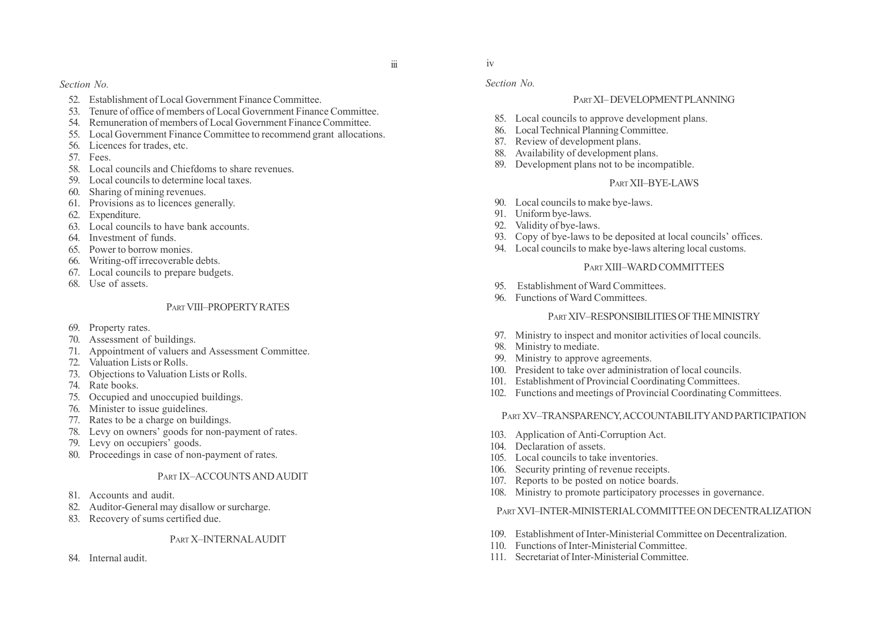*Section No.*

52. Establishment of Local Government Finance Committee.
53. Tenure of office of members of Local Government Finance Committee.
54. Remuneration of members of Local Government Finance Committee.
55. Local Government Finance Committee to recommend grant allocations.
56. Licences for trades, etc.
57. Fees.
58. Local councils and Chiefdoms to share revenues.
59. Local councils to determine local taxes.
60. Sharing of mining revenues.
61. Provisions as to licences generally.
62. Expenditure.
63. Local councils to have bank accounts.
64. Investment of funds.
65. Power to borrow monies.
66. Writing-off irrecoverable debts.
67. Local councils to prepare budgets.
68. Use of assets.

PART VIII–PROPERTY RATES

69. Property rates.
70. Assessment of buildings.
71. Appointment of valuers and Assessment Committee.
72. Valuation Lists or Rolls.
73. Objections to Valuation Lists or Rolls.
74. Rate books.
75. Occupied and unoccupied buildings.
76. Minister to issue guidelines.
77. Rates to be a charge on buildings.
78. Levy on owners' goods for non-payment of rates.
79. Levy on occupiers' goods.
80. Proceedings in case of non-payment of rates.

PART IX–ACCOUNTS AND AUDIT

81. Accounts and audit.
82. Auditor-General may disallow or surcharge.
83. Recovery of sums certified due.

PART X–INTERNAL AUDIT

84. Internal audit.

*Section No.*

PART XI– DEVELOPMENT PLANNING

85. Local councils to approve development plans.
86. Local Technical Planning Committee.
87. Review of development plans.
88. Availability of development plans.
89. Development plans not to be incompatible.

PART XII–BYE-LAWS

90. Local councils to make bye-laws.
91. Uniform bye-laws.
92. Validity of bye-laws.
93. Copy of bye-laws to be deposited at local councils' offices.
94. Local councils to make bye-laws altering local customs.

PART XIII–WARD COMMITTEES

95. Establishment of Ward Committees.
96. Functions of Ward Committees.

PART XIV–RESPONSIBILITIES OF THE MINISTRY

97. Ministry to inspect and monitor activities of local councils.
98. Ministry to mediate.
99. Ministry to approve agreements.
100. President to take over administration of local councils.
101. Establishment of Provincial Coordinating Committees.
102. Functions and meetings of Provincial Coordinating Committees.

PART XV–TRANSPARENCY, ACCOUNTABILITY AND PARTICIPATION

103. Application of Anti-Corruption Act.
104. Declaration of assets.
105. Local councils to take inventories.
106. Security printing of revenue receipts.
107. Reports to be posted on notice boards.
108. Ministry to promote participatory processes in governance.

PART XVI–INTER-MINISTERIAL COMMITTEE ON DECENTRALIZATION

109. Establishment of Inter-Ministerial Committee on Decentralization.
110. Functions of Inter-Ministerial Committee.
111. Secretariat of Inter-Ministerial Committee.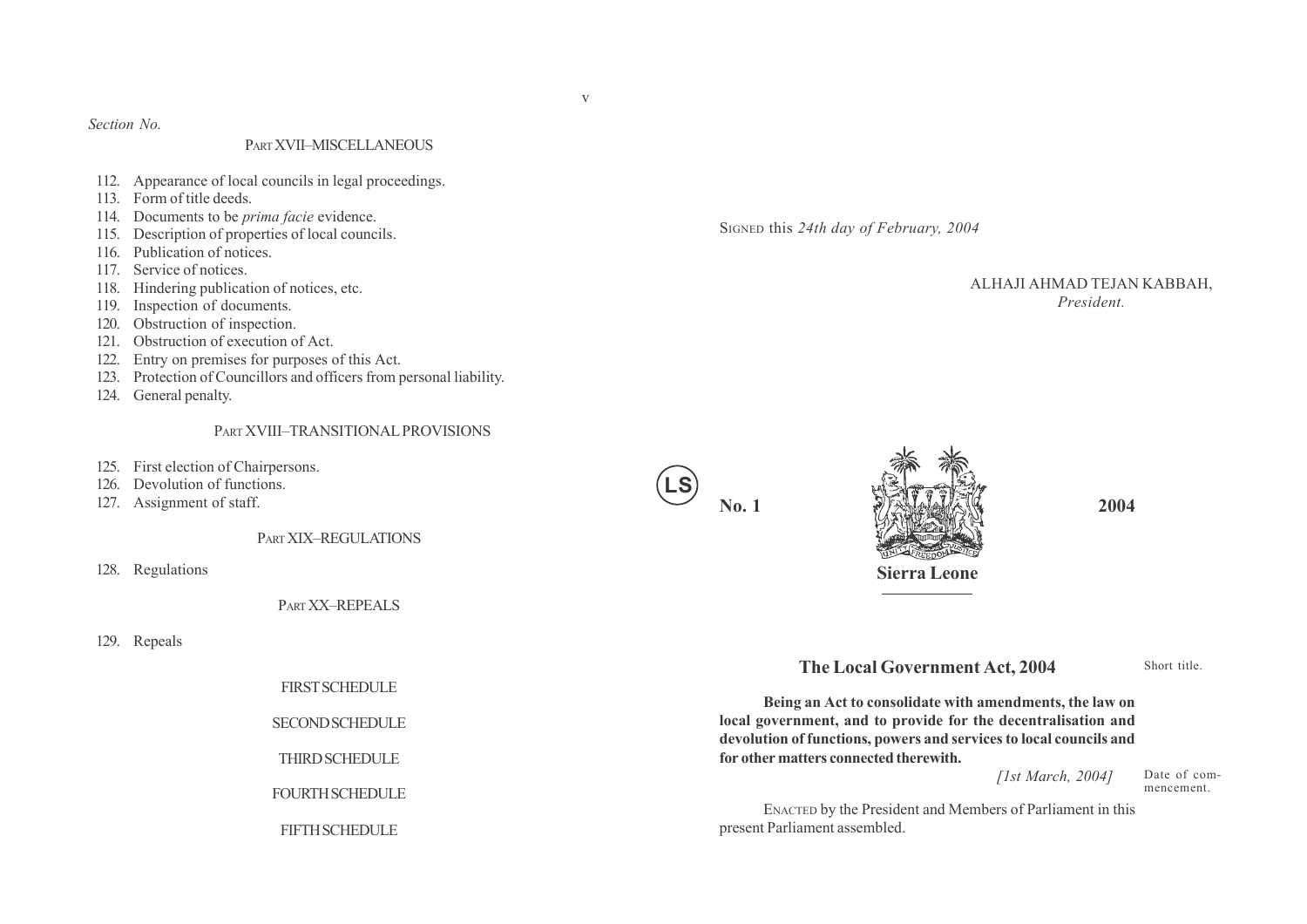*Section No.*

PART XVII–MISCELLANEOUS

112. Appearance of local councils in legal proceedings.
113. Form of title deeds.
114. Documents to be *prima facie* evidence.
115. Description of properties of local councils.
116. Publication of notices.
117. Service of notices.
118. Hindering publication of notices, etc.
119. Inspection of documents.
120. Obstruction of inspection.
121. Obstruction of execution of Act.
122. Entry on premises for purposes of this Act.
123. Protection of Councillors and officers from personal liability.
124. General penalty.

PART XVIII–TRANSITIONAL PROVISIONS

125. First election of Chairpersons.
126. Devolution of functions.
127. Assignment of staff.

PART XIX–REGULATIONS

128. Regulations

PART XX–REPEALS

129. Repeals

FIRST SCHEDULE

SECOND SCHEDULE

THIRD SCHEDULE

FOURTH SCHEDULE

FIFTH SCHEDULE

SIGNED this *24th day of February, 2004*

ALHAJI AHMAD TEJAN KABBAH,
*President.*

LS

**No. 1** **2004**

**Sierra Leone**

## The Local Government Act, 2004

Short title.

**Being an Act to consolidate with amendments, the law on local government, and to provide for the decentralisation and devolution of functions, powers and services to local councils and for other matters connected therewith.**

*[1st March, 2004]*

Date of commencement.

ENACTED by the President and Members of Parliament in this present Parliament assembled.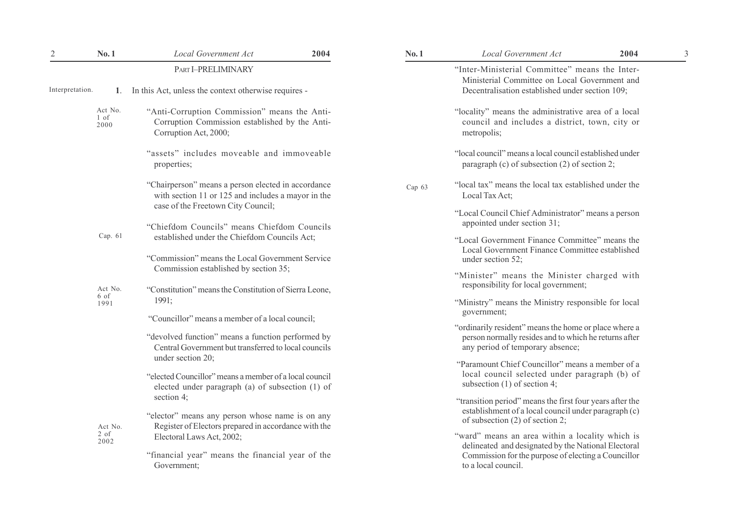## PART I–PRELIMINARY

Interpretation.

**1**. In this Act, unless the context otherwise requires -

Act No. 1 of 2000

"Anti-Corruption Commission" means the Anti-Corruption Commission established by the Anti-Corruption Act, 2000;

"assets" includes moveable and immoveable properties;

"Chairperson" means a person elected in accordance with section 11 or 125 and includes a mayor in the case of the Freetown City Council;

Cap. 61

"Chiefdom Councils" means Chiefdom Councils established under the Chiefdom Councils Act;

"Commission" means the Local Government Service Commission established by section 35;

Act No. 6 of 1991

"Constitution" means the Constitution of Sierra Leone, 1991;

"Councillor" means a member of a local council;

"devolved function" means a function performed by Central Government but transferred to local councils under section 20;

"elected Councillor" means a member of a local council elected under paragraph (a) of subsection (1) of section 4;

Act No. 2 of 2002

"elector" means any person whose name is on any Register of Electors prepared in accordance with the Electoral Laws Act, 2002;

"financial year" means the financial year of the Government;

"Inter-Ministerial Committee" means the Inter-Ministerial Committee on Local Government and Decentralisation established under section 109;

"locality" means the administrative area of a local council and includes a district, town, city or metropolis;

"local council" means a local council established under paragraph (c) of subsection (2) of section 2;

Cap 63

"local tax" means the local tax established under the Local Tax Act;

"Local Council Chief Administrator" means a person appointed under section 31;

"Local Government Finance Committee" means the Local Government Finance Committee established under section 52;

"Minister" means the Minister charged with responsibility for local government;

"Ministry" means the Ministry responsible for local government;

"ordinarily resident" means the home or place where a person normally resides and to which he returns after any period of temporary absence;

"Paramount Chief Councillor" means a member of a local council selected under paragraph (b) of subsection (1) of section 4;

"transition period" means the first four years after the establishment of a local council under paragraph (c) of subsection (2) of section 2;

"ward" means an area within a locality which is delineated and designated by the National Electoral Commission for the purpose of electing a Councillor to a local council.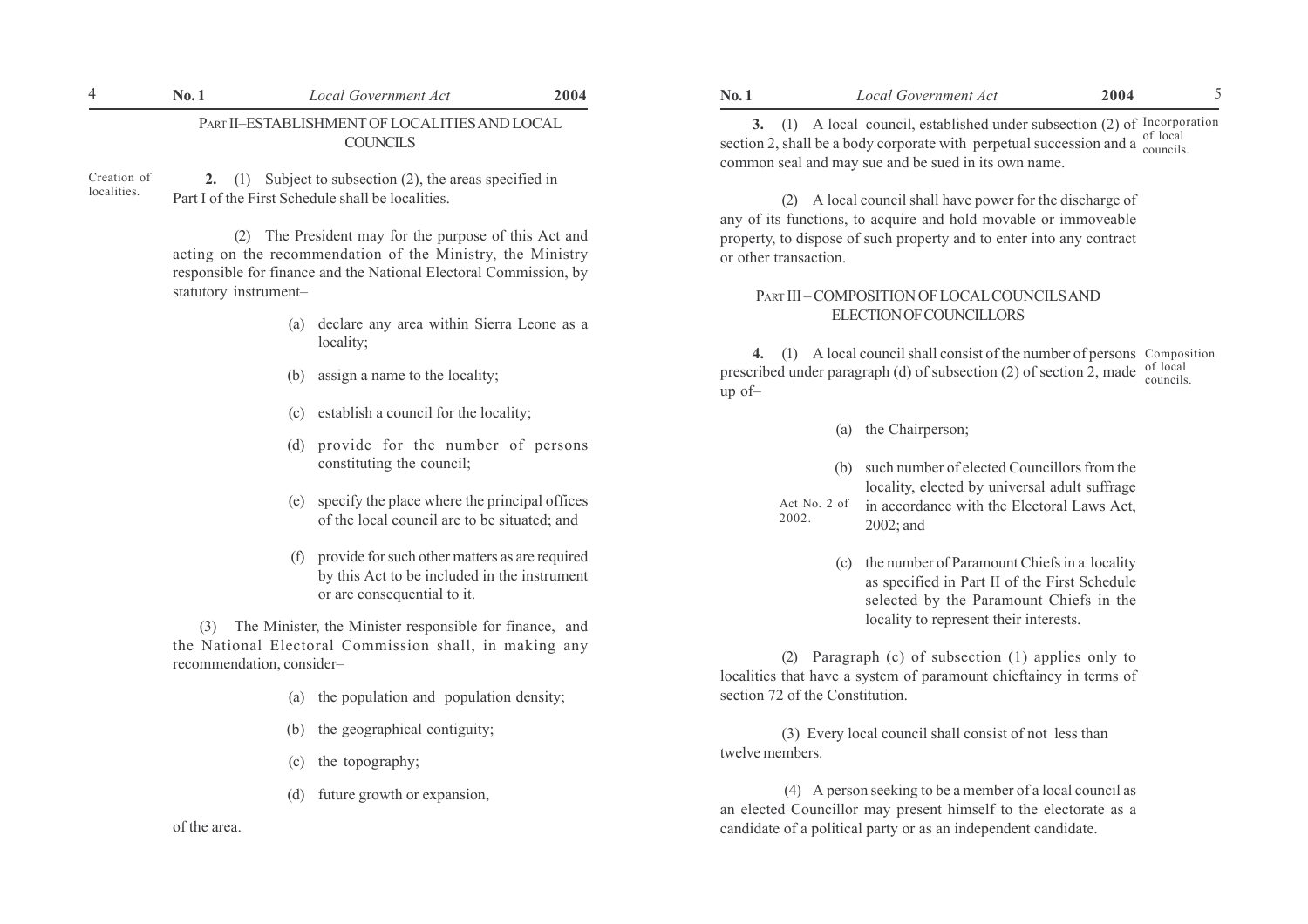## PART II–ESTABLISHMENT OF LOCALITIES AND LOCAL COUNCILS

Creation of localities.

**2.** (1) Subject to subsection (2), the areas specified in Part I of the First Schedule shall be localities.

(2) The President may for the purpose of this Act and acting on the recommendation of the Ministry, the Ministry responsible for finance and the National Electoral Commission, by statutory instrument–

(a) declare any area within Sierra Leone as a locality;

(b) assign a name to the locality;

(c) establish a council for the locality;

(d) provide for the number of persons constituting the council;

(e) specify the place where the principal offices of the local council are to be situated; and

(f) provide for such other matters as are required by this Act to be included in the instrument or are consequential to it.

(3) The Minister, the Minister responsible for finance, and the National Electoral Commission shall, in making any recommendation, consider–

(a) the population and population density;

(b) the geographical contiguity;

(c) the topography;

(d) future growth or expansion,

of the area.

Incorporation of local councils.

**3.** (1) A local council, established under subsection (2) of section 2, shall be a body corporate with perpetual succession and a common seal and may sue and be sued in its own name.

(2) A local council shall have power for the discharge of any of its functions, to acquire and hold movable or immoveable property, to dispose of such property and to enter into any contract or other transaction.

## PART III – COMPOSITION OF LOCAL COUNCILS AND ELECTION OF COUNCILLORS

Composition of local councils.

**4.** (1) A local council shall consist of the number of persons prescribed under paragraph (d) of subsection (2) of section 2, made up of–

(a) the Chairperson;

(b) such number of elected Councillors from the locality, elected by universal adult suffrage in accordance with the Electoral Laws Act, 2002; and

Act No. 2 of 2002.

(c) the number of Paramount Chiefs in a locality as specified in Part II of the First Schedule selected by the Paramount Chiefs in the locality to represent their interests.

(2) Paragraph (c) of subsection (1) applies only to localities that have a system of paramount chieftaincy in terms of section 72 of the Constitution.

(3) Every local council shall consist of not less than twelve members.

(4) A person seeking to be a member of a local council as an elected Councillor may present himself to the electorate as a candidate of a political party or as an independent candidate.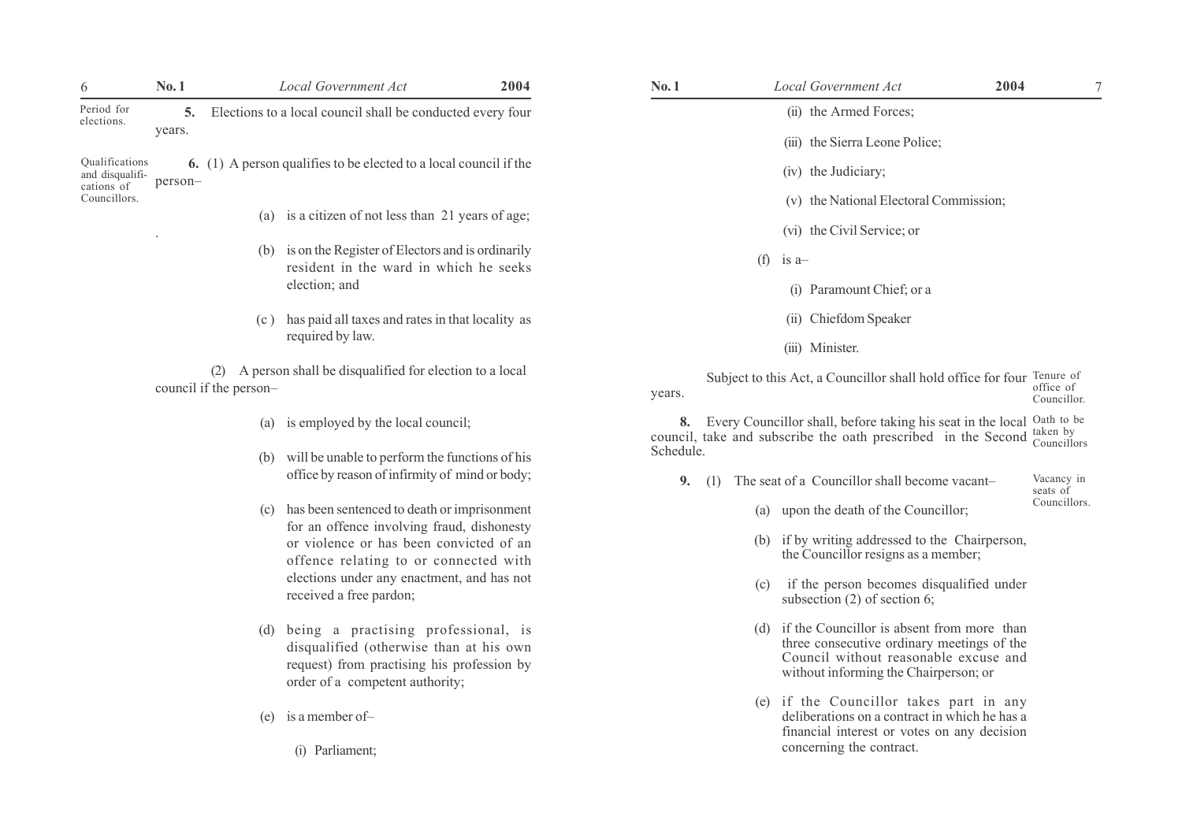Period for elections.

**5.** Elections to a local council shall be conducted every four years.

Qualifications and disqualifications of Councillors.

**6.** (1) A person qualifies to be elected to a local council if the person–

(a) is a citizen of not less than 21 years of age;

(b) is on the Register of Electors and is ordinarily resident in the ward in which he seeks election; and

(c) has paid all taxes and rates in that locality as required by law.

(2) A person shall be disqualified for election to a local council if the person–

(a) is employed by the local council;

(b) will be unable to perform the functions of his office by reason of infirmity of mind or body;

(c) has been sentenced to death or imprisonment for an offence involving fraud, dishonesty or violence or has been convicted of an offence relating to or connected with elections under any enactment, and has not received a free pardon;

(d) being a practising professional, is disqualified (otherwise than at his own request) from practising his profession by order of a competent authority;

(e) is a member of–

(i) Parliament;

(ii) the Armed Forces;

(iii) the Sierra Leone Police;

(iv) the Judiciary;

(v) the National Electoral Commission;

(vi) the Civil Service; or

(f) is a–

(i) Paramount Chief; or a

(ii) Chiefdom Speaker

(iii) Minister.

Tenure of office of Councillor.

Subject to this Act, a Councillor shall hold office for four years.

Oath to be taken by Councillors

**8.** Every Councillor shall, before taking his seat in the local council, take and subscribe the oath prescribed in the Second Schedule.

Vacancy in seats of Councillors.

**9.** (1) The seat of a Councillor shall become vacant–

(a) upon the death of the Councillor;

(b) if by writing addressed to the Chairperson, the Councillor resigns as a member;

(c) if the person becomes disqualified under subsection (2) of section 6;

(d) if the Councillor is absent from more than three consecutive ordinary meetings of the Council without reasonable excuse and without informing the Chairperson; or

(e) if the Councillor takes part in any deliberations on a contract in which he has a financial interest or votes on any decision concerning the contract.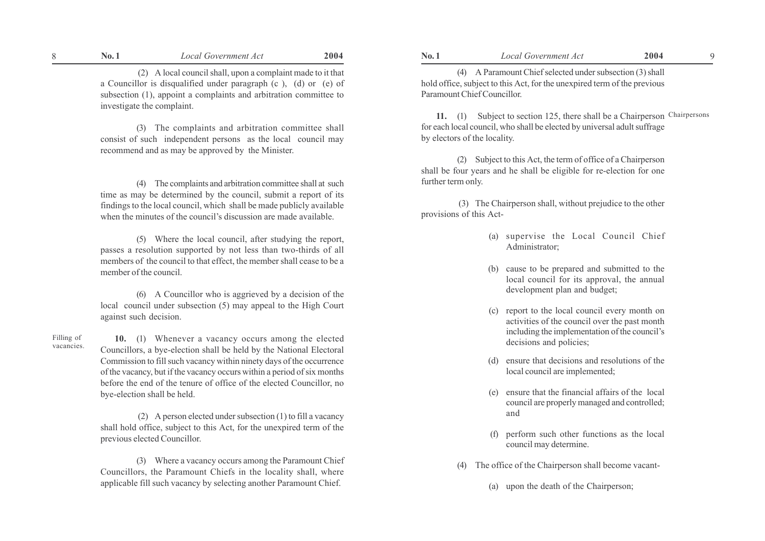(2) A local council shall, upon a complaint made to it that a Councillor is disqualified under paragraph (c ), (d) or (e) of subsection (1), appoint a complaints and arbitration committee to investigate the complaint.

(3) The complaints and arbitration committee shall consist of such independent persons as the local council may recommend and as may be approved by the Minister.

(4) The complaints and arbitration committee shall at such time as may be determined by the council, submit a report of its findings to the local council, which shall be made publicly available when the minutes of the council's discussion are made available.

(5) Where the local council, after studying the report, passes a resolution supported by not less than two-thirds of all members of the council to that effect, the member shall cease to be a member of the council.

(6) A Councillor who is aggrieved by a decision of the local council under subsection (5) may appeal to the High Court against such decision.

Filling of vacancies.

**10.** (1) Whenever a vacancy occurs among the elected Councillors, a bye-election shall be held by the National Electoral Commission to fill such vacancy within ninety days of the occurrence of the vacancy, but if the vacancy occurs within a period of six months before the end of the tenure of office of the elected Councillor, no bye-election shall be held.

(2) A person elected under subsection (1) to fill a vacancy shall hold office, subject to this Act, for the unexpired term of the previous elected Councillor.

(3) Where a vacancy occurs among the Paramount Chief Councillors, the Paramount Chiefs in the locality shall, where applicable fill such vacancy by selecting another Paramount Chief.

(4) A Paramount Chief selected under subsection (3) shall hold office, subject to this Act, for the unexpired term of the previous Paramount Chief Councillor.

Chairpersons

**11.** (1) Subject to section 125, there shall be a Chairperson for each local council, who shall be elected by universal adult suffrage by electors of the locality.

(2) Subject to this Act, the term of office of a Chairperson shall be four years and he shall be eligible for re-election for one further term only.

(3) The Chairperson shall, without prejudice to the other provisions of this Act-

(a) supervise the Local Council Chief Administrator;

(b) cause to be prepared and submitted to the local council for its approval, the annual development plan and budget;

(c) report to the local council every month on activities of the council over the past month including the implementation of the council's decisions and policies;

(d) ensure that decisions and resolutions of the local council are implemented;

(e) ensure that the financial affairs of the local council are properly managed and controlled; and

(f) perform such other functions as the local council may determine.

(4) The office of the Chairperson shall become vacant-

(a) upon the death of the Chairperson;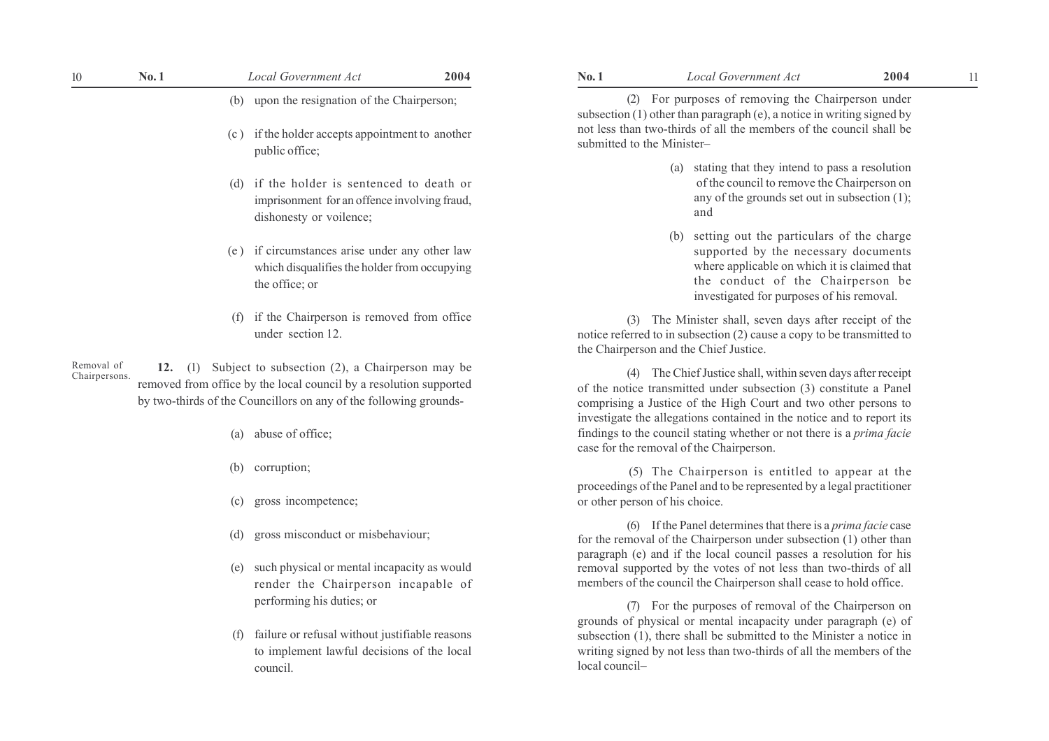(b) upon the resignation of the Chairperson;

(c) if the holder accepts appointment to another public office;

(d) if the holder is sentenced to death or imprisonment for an offence involving fraud, dishonesty or voilence;

(e) if circumstances arise under any other law which disqualifies the holder from occupying the office; or

(f) if the Chairperson is removed from office under section 12.

Removal of Chairpersons.

**12.** (1) Subject to subsection (2), a Chairperson may be removed from office by the local council by a resolution supported by two-thirds of the Councillors on any of the following grounds-

(a) abuse of office;

(b) corruption;

(c) gross incompetence;

(d) gross misconduct or misbehaviour;

(e) such physical or mental incapacity as would render the Chairperson incapable of performing his duties; or

(f) failure or refusal without justifiable reasons to implement lawful decisions of the local council.

(2) For purposes of removing the Chairperson under subsection (1) other than paragraph (e), a notice in writing signed by not less than two-thirds of all the members of the council shall be submitted to the Minister–

(a) stating that they intend to pass a resolution of the council to remove the Chairperson on any of the grounds set out in subsection (1); and

(b) setting out the particulars of the charge supported by the necessary documents where applicable on which it is claimed that the conduct of the Chairperson be investigated for purposes of his removal.

(3) The Minister shall, seven days after receipt of the notice referred to in subsection (2) cause a copy to be transmitted to the Chairperson and the Chief Justice.

(4) The Chief Justice shall, within seven days after receipt of the notice transmitted under subsection (3) constitute a Panel comprising a Justice of the High Court and two other persons to investigate the allegations contained in the notice and to report its findings to the council stating whether or not there is a *prima facie* case for the removal of the Chairperson.

(5) The Chairperson is entitled to appear at the proceedings of the Panel and to be represented by a legal practitioner or other person of his choice.

(6) If the Panel determines that there is a *prima facie* case for the removal of the Chairperson under subsection (1) other than paragraph (e) and if the local council passes a resolution for his removal supported by the votes of not less than two-thirds of all members of the council the Chairperson shall cease to hold office.

(7) For the purposes of removal of the Chairperson on grounds of physical or mental incapacity under paragraph (e) of subsection (1), there shall be submitted to the Minister a notice in writing signed by not less than two-thirds of all the members of the local council–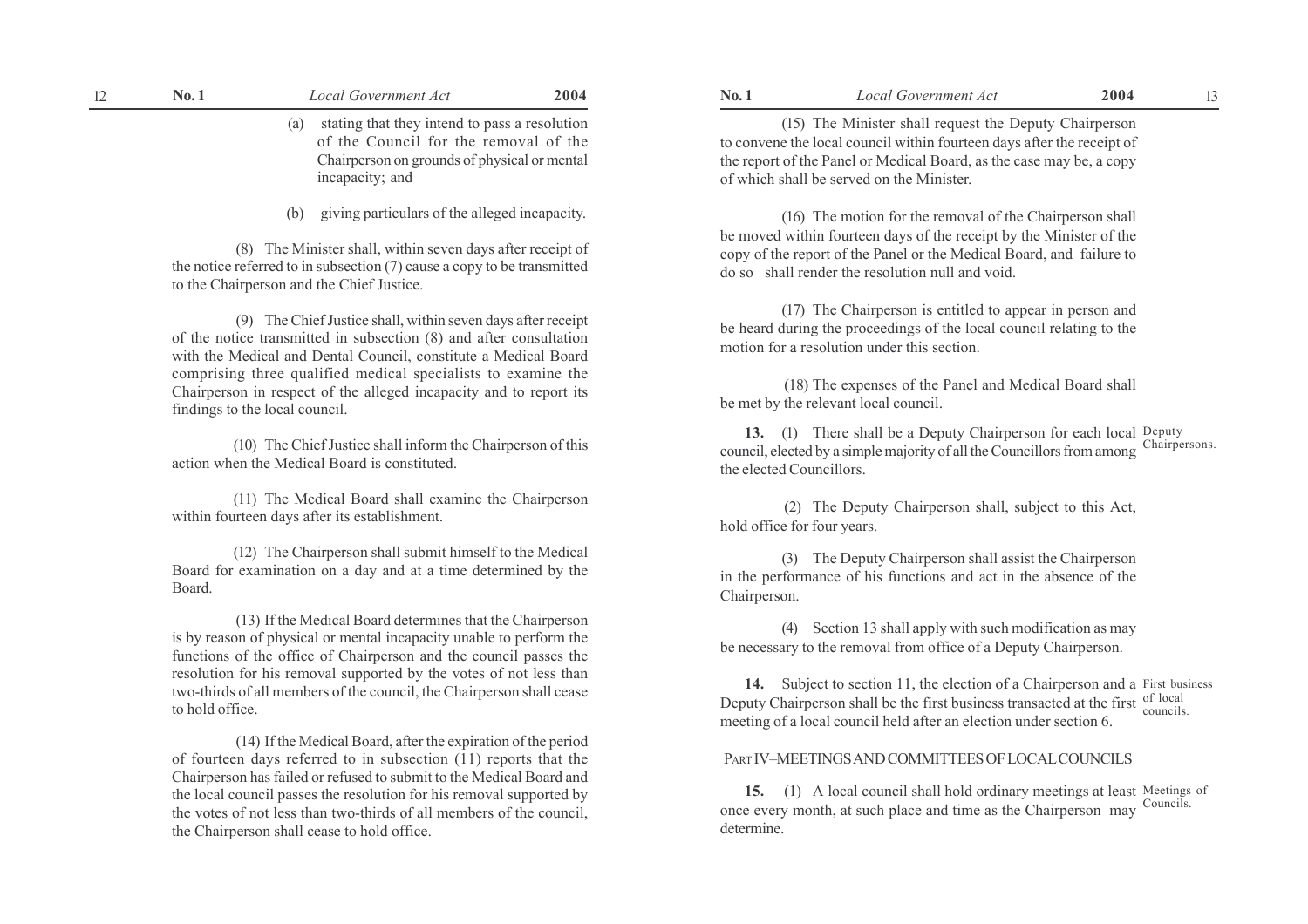(a) stating that they intend to pass a resolution of the Council for the removal of the Chairperson on grounds of physical or mental incapacity; and

(b) giving particulars of the alleged incapacity.

(8) The Minister shall, within seven days after receipt of the notice referred to in subsection (7) cause a copy to be transmitted to the Chairperson and the Chief Justice.

(9) The Chief Justice shall, within seven days after receipt of the notice transmitted in subsection (8) and after consultation with the Medical and Dental Council, constitute a Medical Board comprising three qualified medical specialists to examine the Chairperson in respect of the alleged incapacity and to report its findings to the local council.

(10) The Chief Justice shall inform the Chairperson of this action when the Medical Board is constituted.

(11) The Medical Board shall examine the Chairperson within fourteen days after its establishment.

(12) The Chairperson shall submit himself to the Medical Board for examination on a day and at a time determined by the Board.

(13) If the Medical Board determines that the Chairperson is by reason of physical or mental incapacity unable to perform the functions of the office of Chairperson and the council passes the resolution for his removal supported by the votes of not less than two-thirds of all members of the council, the Chairperson shall cease to hold office.

(14) If the Medical Board, after the expiration of the period of fourteen days referred to in subsection (11) reports that the Chairperson has failed or refused to submit to the Medical Board and the local council passes the resolution for his removal supported by the votes of not less than two-thirds of all members of the council, the Chairperson shall cease to hold office.

(15) The Minister shall request the Deputy Chairperson to convene the local council within fourteen days after the receipt of the report of the Panel or Medical Board, as the case may be, a copy of which shall be served on the Minister.

(16) The motion for the removal of the Chairperson shall be moved within fourteen days of the receipt by the Minister of the copy of the report of the Panel or the Medical Board, and failure to do so shall render the resolution null and void.

(17) The Chairperson is entitled to appear in person and be heard during the proceedings of the local council relating to the motion for a resolution under this section.

(18) The expenses of the Panel and Medical Board shall be met by the relevant local council.

Deputy Chairpersons.

**13.** (1) There shall be a Deputy Chairperson for each local council, elected by a simple majority of all the Councillors from among the elected Councillors.

(2) The Deputy Chairperson shall, subject to this Act, hold office for four years.

(3) The Deputy Chairperson shall assist the Chairperson in the performance of his functions and act in the absence of the Chairperson.

(4) Section 13 shall apply with such modification as may be necessary to the removal from office of a Deputy Chairperson.

First business of local councils.

**14.** Subject to section 11, the election of a Chairperson and a Deputy Chairperson shall be the first business transacted at the first meeting of a local council held after an election under section 6.

## PART IV–MEETINGS AND COMMITTEES OF LOCAL COUNCILS

Meetings of Councils.

**15.** (1) A local council shall hold ordinary meetings at least once every month, at such place and time as the Chairperson may determine.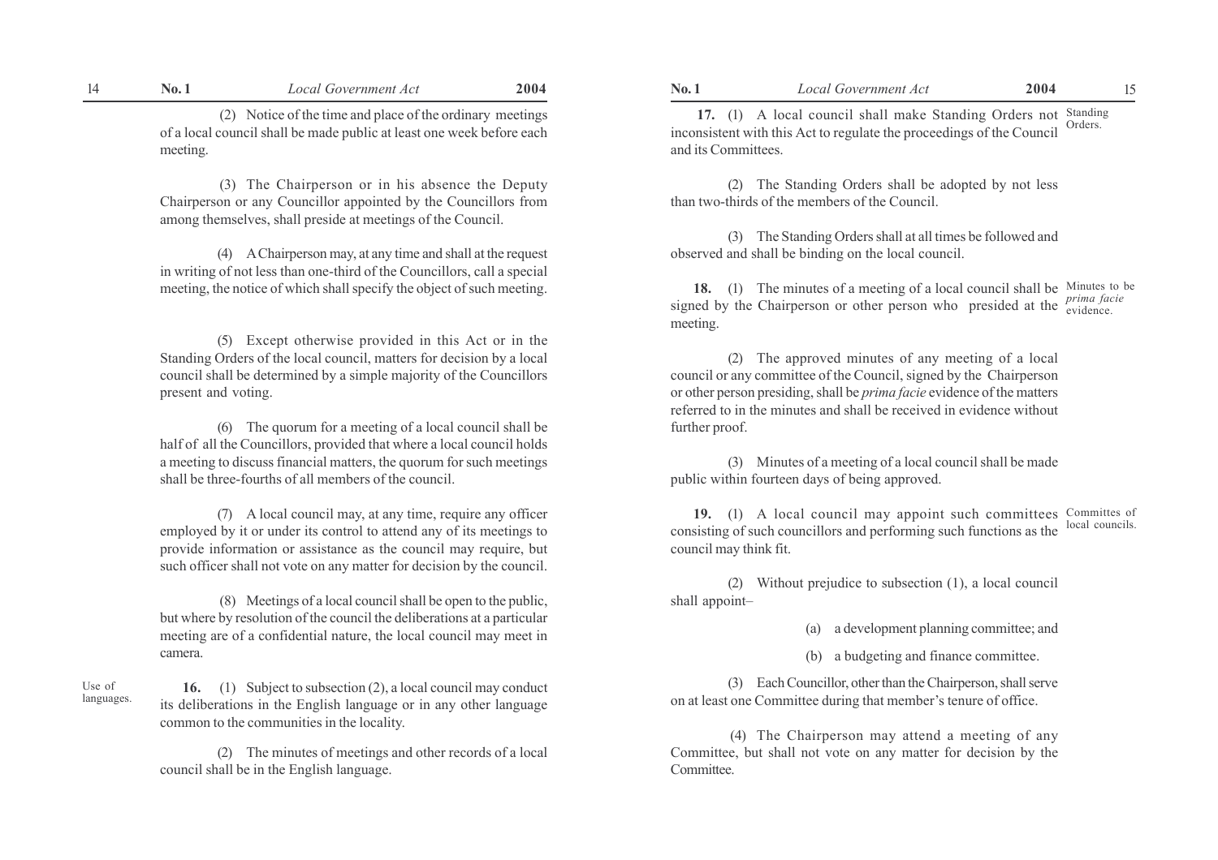(2) Notice of the time and place of the ordinary meetings of a local council shall be made public at least one week before each meeting.

(3) The Chairperson or in his absence the Deputy Chairperson or any Councillor appointed by the Councillors from among themselves, shall preside at meetings of the Council.

(4) A Chairperson may, at any time and shall at the request in writing of not less than one-third of the Councillors, call a special meeting, the notice of which shall specify the object of such meeting.

(5) Except otherwise provided in this Act or in the Standing Orders of the local council, matters for decision by a local council shall be determined by a simple majority of the Councillors present and voting.

(6) The quorum for a meeting of a local council shall be half of all the Councillors, provided that where a local council holds a meeting to discuss financial matters, the quorum for such meetings shall be three-fourths of all members of the council.

(7) A local council may, at any time, require any officer employed by it or under its control to attend any of its meetings to provide information or assistance as the council may require, but such officer shall not vote on any matter for decision by the council.

(8) Meetings of a local council shall be open to the public, but where by resolution of the council the deliberations at a particular meeting are of a confidential nature, the local council may meet in camera.

Use of languages.

**16.** (1) Subject to subsection (2), a local council may conduct its deliberations in the English language or in any other language common to the communities in the locality.

(2) The minutes of meetings and other records of a local council shall be in the English language.

Standing Orders.

**17.** (1) A local council shall make Standing Orders not inconsistent with this Act to regulate the proceedings of the Council and its Committees.

(2) The Standing Orders shall be adopted by not less than two-thirds of the members of the Council.

(3) The Standing Orders shall at all times be followed and observed and shall be binding on the local council.

Minutes to be *prima facie* evidence.

**18.** (1) The minutes of a meeting of a local council shall be signed by the Chairperson or other person who presided at the meeting.

(2) The approved minutes of any meeting of a local council or any committee of the Council, signed by the Chairperson or other person presiding, shall be *prima facie* evidence of the matters referred to in the minutes and shall be received in evidence without further proof.

(3) Minutes of a meeting of a local council shall be made public within fourteen days of being approved.

Committes of local councils.

**19.** (1) A local council may appoint such committees consisting of such councillors and performing such functions as the council may think fit.

(2) Without prejudice to subsection (1), a local council shall appoint–

(a) a development planning committee; and

(b) a budgeting and finance committee.

(3) Each Councillor, other than the Chairperson, shall serve on at least one Committee during that member's tenure of office.

(4) The Chairperson may attend a meeting of any Committee, but shall not vote on any matter for decision by the Committee.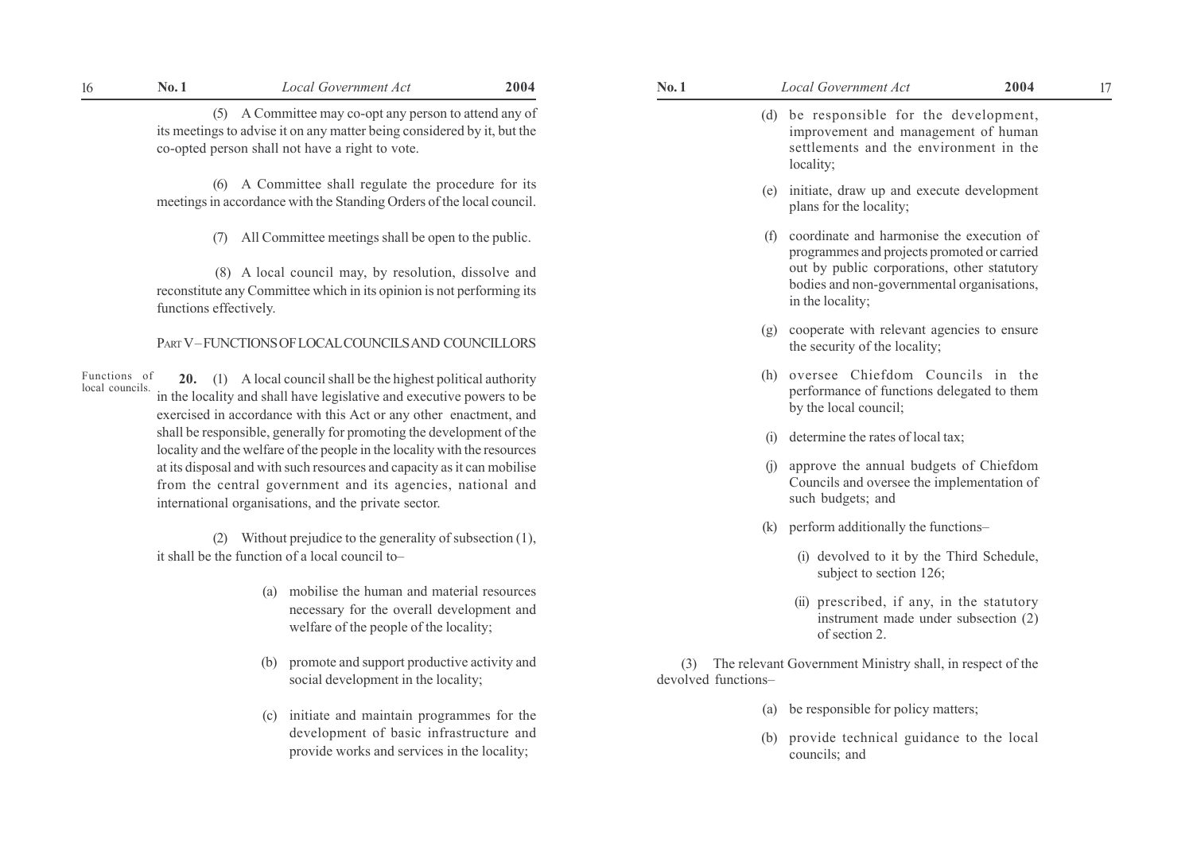(5) A Committee may co-opt any person to attend any of its meetings to advise it on any matter being considered by it, but the co-opted person shall not have a right to vote.

(6) A Committee shall regulate the procedure for its meetings in accordance with the Standing Orders of the local council.

(7) All Committee meetings shall be open to the public.

(8) A local council may, by resolution, dissolve and reconstitute any Committee which in its opinion is not performing its functions effectively.

## PART V–FUNCTIONS OF LOCAL COUNCILS AND COUNCILLORS

Functions of local councils.

**20.** (1) A local council shall be the highest political authority in the locality and shall have legislative and executive powers to be exercised in accordance with this Act or any other enactment, and shall be responsible, generally for promoting the development of the locality and the welfare of the people in the locality with the resources at its disposal and with such resources and capacity as it can mobilise from the central government and its agencies, national and international organisations, and the private sector.

(2) Without prejudice to the generality of subsection (1), it shall be the function of a local council to–

(a) mobilise the human and material resources necessary for the overall development and welfare of the people of the locality;

(b) promote and support productive activity and social development in the locality;

(c) initiate and maintain programmes for the development of basic infrastructure and provide works and services in the locality;

(d) be responsible for the development, improvement and management of human settlements and the environment in the locality;

(e) initiate, draw up and execute development plans for the locality;

(f) coordinate and harmonise the execution of programmes and projects promoted or carried out by public corporations, other statutory bodies and non-governmental organisations, in the locality;

(g) cooperate with relevant agencies to ensure the security of the locality;

(h) oversee Chiefdom Councils in the performance of functions delegated to them by the local council;

(i) determine the rates of local tax;

(j) approve the annual budgets of Chiefdom Councils and oversee the implementation of such budgets; and

(k) perform additionally the functions–

(i) devolved to it by the Third Schedule, subject to section 126;

(ii) prescribed, if any, in the statutory instrument made under subsection (2) of section 2.

(3) The relevant Government Ministry shall, in respect of the devolved functions–

(a) be responsible for policy matters;

(b) provide technical guidance to the local councils; and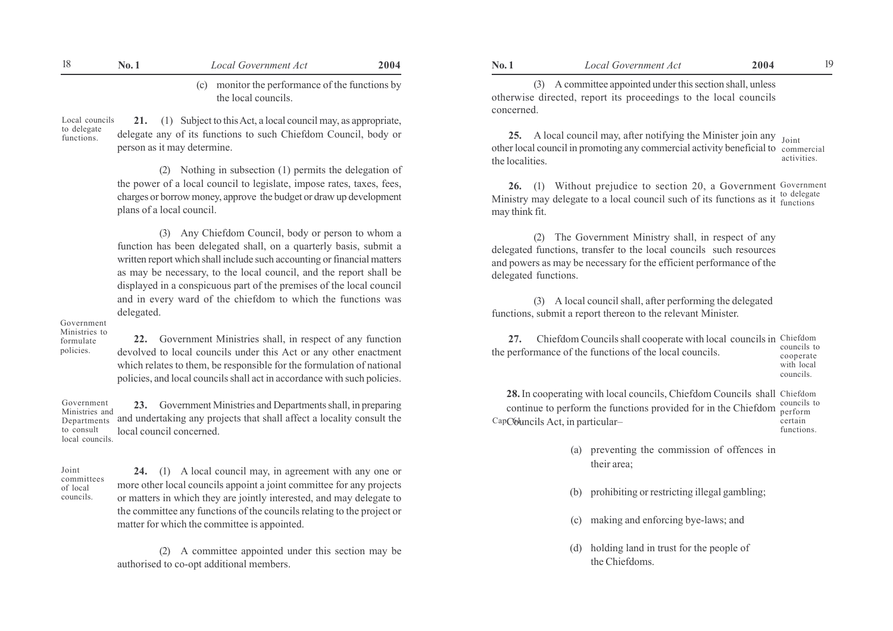(c) monitor the performance of the functions by the local councils.

**Local councils to delegate functions.**

**21.** (1) Subject to this Act, a local council may, as appropriate, delegate any of its functions to such Chiefdom Council, body or person as it may determine.

(2) Nothing in subsection (1) permits the delegation of the power of a local council to legislate, impose rates, taxes, fees, charges or borrow money, approve the budget or draw up development plans of a local council.

(3) Any Chiefdom Council, body or person to whom a function has been delegated shall, on a quarterly basis, submit a written report which shall include such accounting or financial matters as may be necessary, to the local council, and the report shall be displayed in a conspicuous part of the premises of the local council and in every ward of the chiefdom to which the functions was delegated.

**Government Ministries to formulate policies.**

**22.** Government Ministries shall, in respect of any function devolved to local councils under this Act or any other enactment which relates to them, be responsible for the formulation of national policies, and local councils shall act in accordance with such policies.

**Government Ministries and Departments to consult local councils.**

**23.** Government Ministries and Departments shall, in preparing and undertaking any projects that shall affect a locality consult the local council concerned.

**Joint committees of local councils.**

**24.** (1) A local council may, in agreement with any one or more other local councils appoint a joint committee for any projects or matters in which they are jointly interested, and may delegate to the committee any functions of the councils relating to the project or matter for which the committee is appointed.

(2) A committee appointed under this section may be authorised to co-opt additional members.

(3) A committee appointed under this section shall, unless otherwise directed, report its proceedings to the local councils concerned.

**Joint commercial activities.**

**25.** A local council may, after notifying the Minister join any other local council in promoting any commercial activity beneficial to the localities.

**Government to delegate functions**

**26.** (1) Without prejudice to section 20, a Government Ministry may delegate to a local council such of its functions as it may think fit.

(2) The Government Ministry shall, in respect of any delegated functions, transfer to the local councils such resources and powers as may be necessary for the efficient performance of the delegated functions.

(3) A local council shall, after performing the delegated functions, submit a report thereon to the relevant Minister.

**Chiefdom councils to cooperate with local councils.**

**27.** Chiefdom Councils shall cooperate with local councils in the performance of the functions of the local councils.

**Chiefdom councils to perform certain functions.**

**28.** In cooperating with local councils, Chiefdom Councils shall continue to perform the functions provided for in the Chiefdom Councils Act, in particular– (Cap 61)

(a) preventing the commission of offences in their area;

(b) prohibiting or restricting illegal gambling;

(c) making and enforcing bye-laws; and

(d) holding land in trust for the people of the Chiefdoms.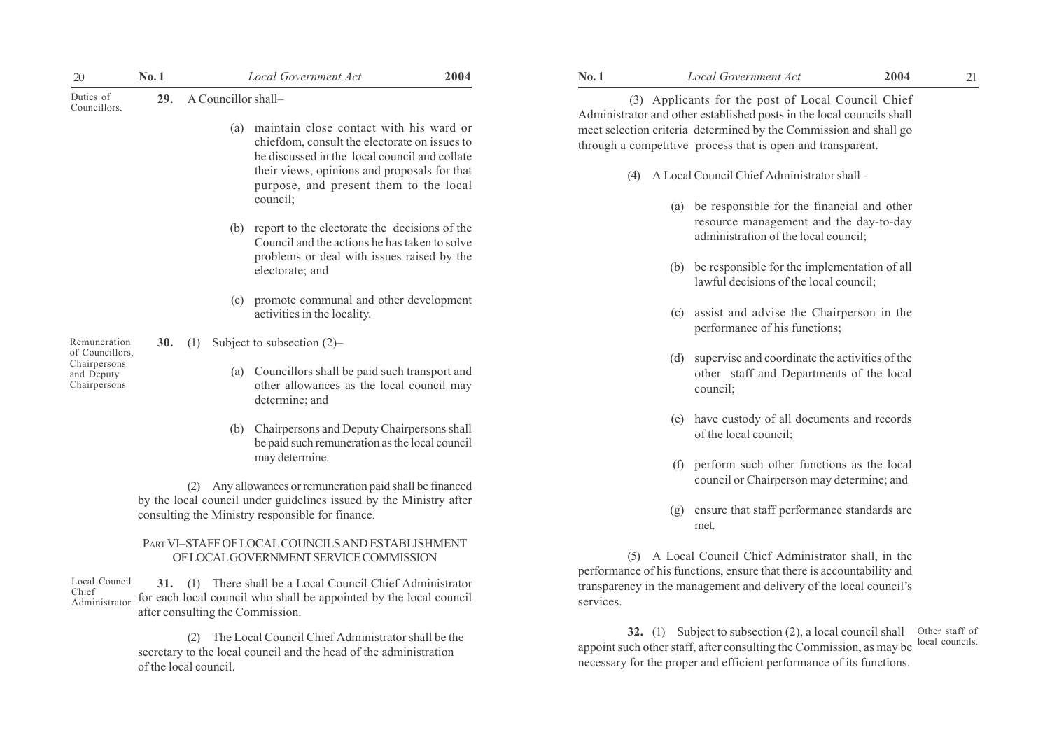**Duties of Councillors.**

**29.** A Councillor shall–

(a) maintain close contact with his ward or chiefdom, consult the electorate on issues to be discussed in the local council and collate their views, opinions and proposals for that purpose, and present them to the local council;

(b) report to the electorate the decisions of the Council and the actions he has taken to solve problems or deal with issues raised by the electorate; and

(c) promote communal and other development activities in the locality.

**Remuneration of Councillors, Chairpersons and Deputy Chairpersons**

**30.** (1) Subject to subsection (2)–

(a) Councillors shall be paid such transport and other allowances as the local council may determine; and

(b) Chairpersons and Deputy Chairpersons shall be paid such remuneration as the local council may determine.

(2) Any allowances or remuneration paid shall be financed by the local council under guidelines issued by the Ministry after consulting the Ministry responsible for finance.

## PART VI–STAFF OF LOCAL COUNCILS AND ESTABLISHMENT OF LOCAL GOVERNMENT SERVICE COMMISSION

**Local Council Chief Administrator.**

**31.** (1) There shall be a Local Council Chief Administrator for each local council who shall be appointed by the local council after consulting the Commission.

(2) The Local Council Chief Administrator shall be the secretary to the local council and the head of the administration of the local council.

(3) Applicants for the post of Local Council Chief Administrator and other established posts in the local councils shall meet selection criteria determined by the Commission and shall go through a competitive process that is open and transparent.

(4) A Local Council Chief Administrator shall–

(a) be responsible for the financial and other resource management and the day-to-day administration of the local council;

(b) be responsible for the implementation of all lawful decisions of the local council;

(c) assist and advise the Chairperson in the performance of his functions;

(d) supervise and coordinate the activities of the other staff and Departments of the local council;

(e) have custody of all documents and records of the local council;

(f) perform such other functions as the local council or Chairperson may determine; and

(g) ensure that staff performance standards are met.

(5) A Local Council Chief Administrator shall, in the performance of his functions, ensure that there is accountability and transparency in the management and delivery of the local council's services.

**Other staff of local councils.**

**32.** (1) Subject to subsection (2), a local council shall appoint such other staff, after consulting the Commission, as may be necessary for the proper and efficient performance of its functions.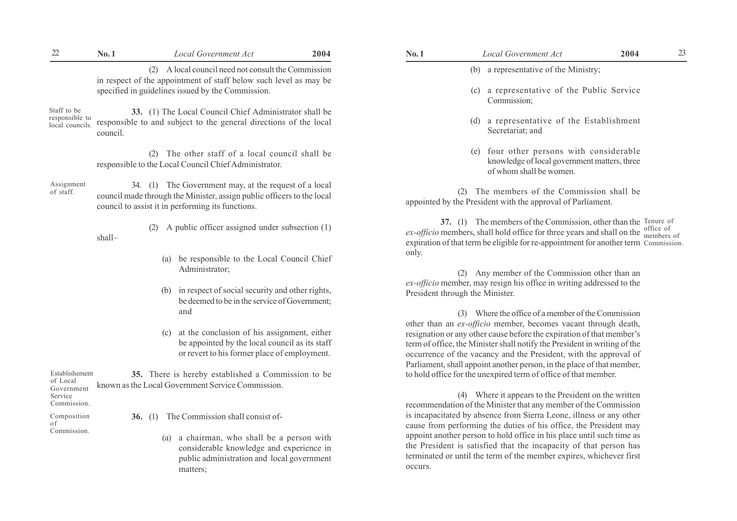(2) A local council need not consult the Commission in respect of the appointment of staff below such level as may be specified in guidelines issued by the Commission.

Staff to be responsible to local councils.

**33.** (1) The Local Council Chief Administrator shall be responsible to and subject to the general directions of the local council.

(2) The other staff of a local council shall be responsible to the Local Council Chief Administrator.

Assignment of staff.

34. (1) The Government may, at the request of a local council made through the Minister, assign public officers to the local council to assist it in performing its functions.

(2) A public officer assigned under subsection (1) shall–

(a) be responsible to the Local Council Chief Administrator;

(b) in respect of social security and other rights, be deemed to be in the service of Government; and

(c) at the conclusion of his assignment, either be appointed by the local council as its staff or revert to his former place of employment.

Establishement of Local Government Service Commission.

**35.** There is hereby established a Commission to be known as the Local Government Service Commission.

Composition of Commission.

**36.** (1) The Commission shall consist of-

(a) a chairman, who shall be a person with considerable knowledge and experience in public administration and local government matters;

(b) a representative of the Ministry;

(c) a representative of the Public Service Commission;

(d) a representative of the Establishment Secretariat; and

(e) four other persons with considerable knowledge of local government matters, three of whom shall be women.

(2) The members of the Commission shall be appointed by the President with the approval of Parliament.

Tenure of office of members of Commission.

**37.** (1) The members of the Commission, other than the *ex-officio* members, shall hold office for three years and shall on the expiration of that term be eligible for re-appointment for another term only.

(2) Any member of the Commission other than an *ex-officio* member, may resign his office in writing addressed to the President through the Minister.

(3) Where the office of a member of the Commission other than an *ex-officio* member, becomes vacant through death, resignation or any other cause before the expiration of that member's term of office, the Minister shall notify the President in writing of the occurrence of the vacancy and the President, with the approval of Parliament, shall appoint another person, in the place of that member, to hold office for the unexpired term of office of that member.

(4) Where it appears to the President on the written recommendation of the Minister that any member of the Commission is incapacitated by absence from Sierra Leone, illness or any other cause from performing the duties of his office, the President may appoint another person to hold office in his place until such time as the President is satisfied that the incapacity of that person has terminated or until the term of the member expires, whichever first occurs.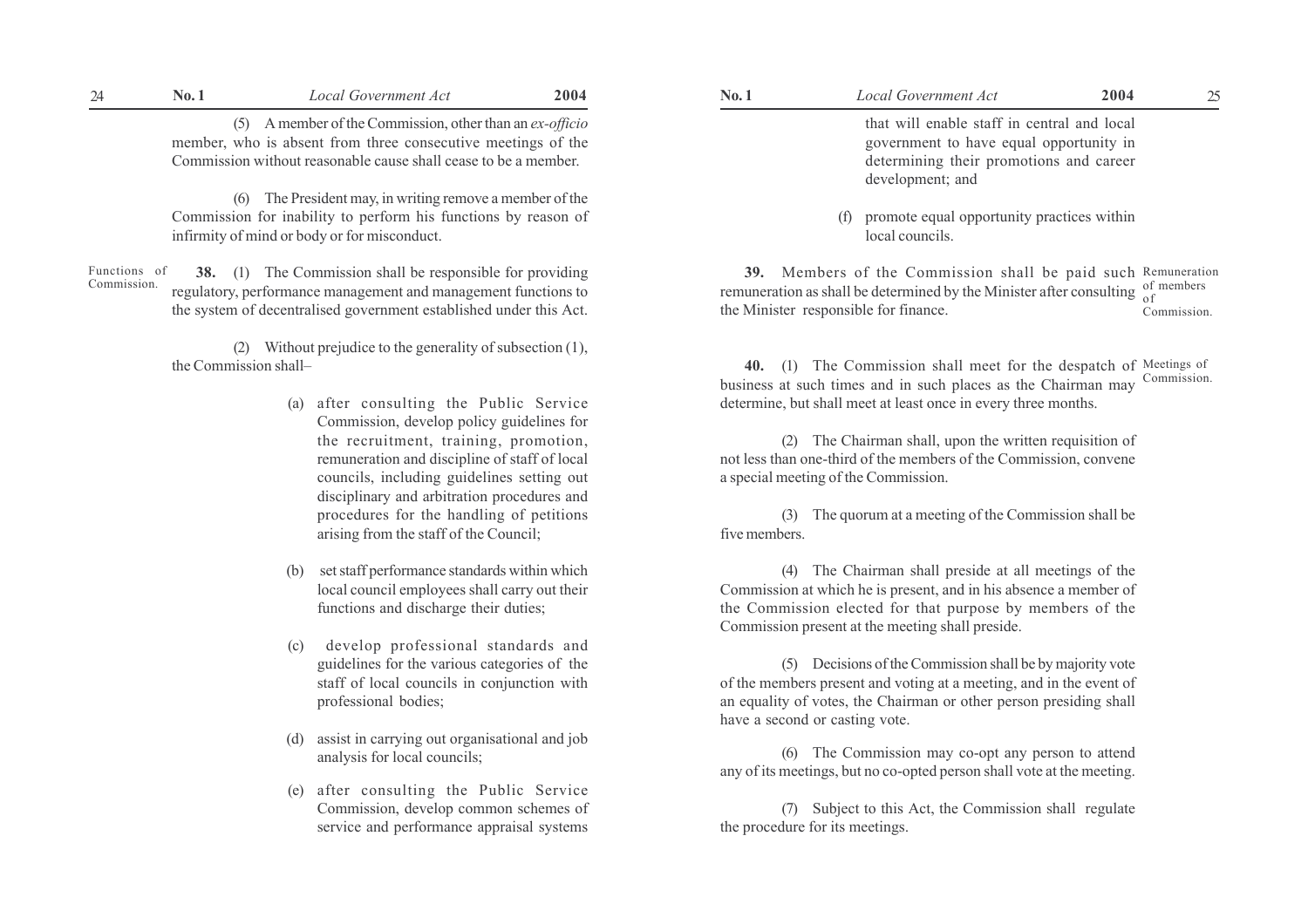(5) A member of the Commission, other than an *ex-officio* member, who is absent from three consecutive meetings of the Commission without reasonable cause shall cease to be a member.

(6) The President may, in writing remove a member of the Commission for inability to perform his functions by reason of infirmity of mind or body or for misconduct.

Functions of Commission.

**38.** (1) The Commission shall be responsible for providing regulatory, performance management and management functions to the system of decentralised government established under this Act.

(2) Without prejudice to the generality of subsection (1), the Commission shall–

(a) after consulting the Public Service Commission, develop policy guidelines for the recruitment, training, promotion, remuneration and discipline of staff of local councils, including guidelines setting out disciplinary and arbitration procedures and procedures for the handling of petitions arising from the staff of the Council;

(b) set staff performance standards within which local council employees shall carry out their functions and discharge their duties;

(c) develop professional standards and guidelines for the various categories of the staff of local councils in conjunction with professional bodies;

(d) assist in carrying out organisational and job analysis for local councils;

(e) after consulting the Public Service Commission, develop common schemes of service and performance appraisal systems that will enable staff in central and local government to have equal opportunity in determining their promotions and career development; and

(f) promote equal opportunity practices within local councils.

Remuneration of members of Commission.

**39.** Members of the Commission shall be paid such remuneration as shall be determined by the Minister after consulting the Minister responsible for finance.

Meetings of Commission.

**40.** (1) The Commission shall meet for the despatch of business at such times and in such places as the Chairman may determine, but shall meet at least once in every three months.

(2) The Chairman shall, upon the written requisition of not less than one-third of the members of the Commission, convene a special meeting of the Commission.

(3) The quorum at a meeting of the Commission shall be five members.

(4) The Chairman shall preside at all meetings of the Commission at which he is present, and in his absence a member of the Commission elected for that purpose by members of the Commission present at the meeting shall preside.

(5) Decisions of the Commission shall be by majority vote of the members present and voting at a meeting, and in the event of an equality of votes, the Chairman or other person presiding shall have a second or casting vote.

(6) The Commission may co-opt any person to attend any of its meetings, but no co-opted person shall vote at the meeting.

(7) Subject to this Act, the Commission shall regulate the procedure for its meetings.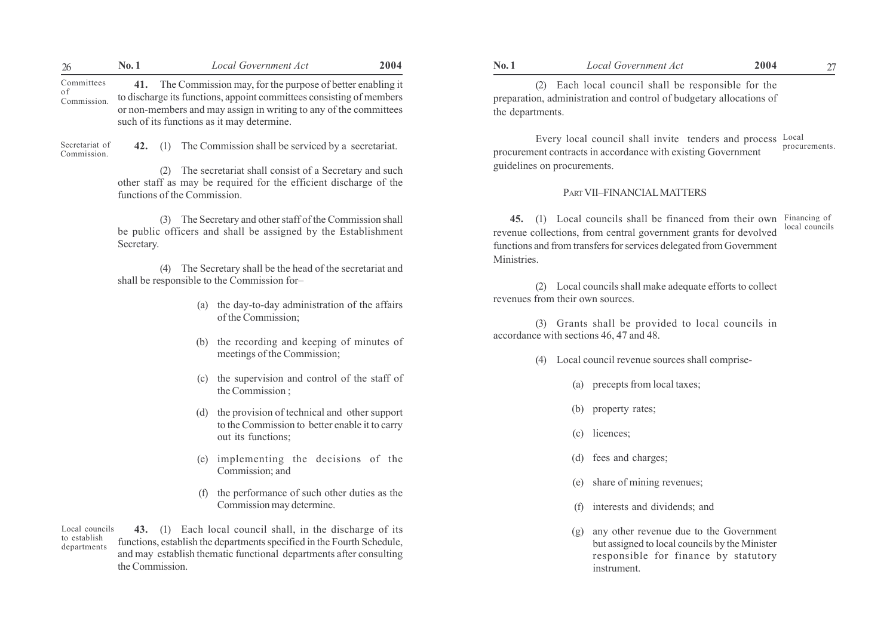Committees of Commission.

**41.** The Commission may, for the purpose of better enabling it to discharge its functions, appoint committees consisting of members or non-members and may assign in writing to any of the committees such of its functions as it may determine.

Secretariat of Commission.

**42.** (1) The Commission shall be serviced by a secretariat.

(2) The secretariat shall consist of a Secretary and such other staff as may be required for the efficient discharge of the functions of the Commission.

(3) The Secretary and other staff of the Commission shall be public officers and shall be assigned by the Establishment Secretary.

(4) The Secretary shall be the head of the secretariat and shall be responsible to the Commission for–

(a) the day-to-day administration of the affairs of the Commission;

(b) the recording and keeping of minutes of meetings of the Commission;

(c) the supervision and control of the staff of the Commission ;

(d) the provision of technical and other support to the Commission to better enable it to carry out its functions;

(e) implementing the decisions of the Commission; and

(f) the performance of such other duties as the Commission may determine.

Local councils to establish departments

**43.** (1) Each local council shall, in the discharge of its functions, establish the departments specified in the Fourth Schedule, and may establish thematic functional departments after consulting the Commission.

(2) Each local council shall be responsible for the preparation, administration and control of budgetary allocations of the departments.

Local procurements.

Every local council shall invite tenders and process procurement contracts in accordance with existing Government guidelines on procurements.

## PART VII–FINANCIAL MATTERS

Financing of local councils

**45.** (1) Local councils shall be financed from their own revenue collections, from central government grants for devolved functions and from transfers for services delegated from Government Ministries.

(2) Local councils shall make adequate efforts to collect revenues from their own sources.

(3) Grants shall be provided to local councils in accordance with sections 46, 47 and 48.

(4) Local council revenue sources shall comprise-

(a) precepts from local taxes;

(b) property rates;

(c) licences;

(d) fees and charges;

(e) share of mining revenues;

(f) interests and dividends; and

(g) any other revenue due to the Government but assigned to local councils by the Minister responsible for finance by statutory instrument.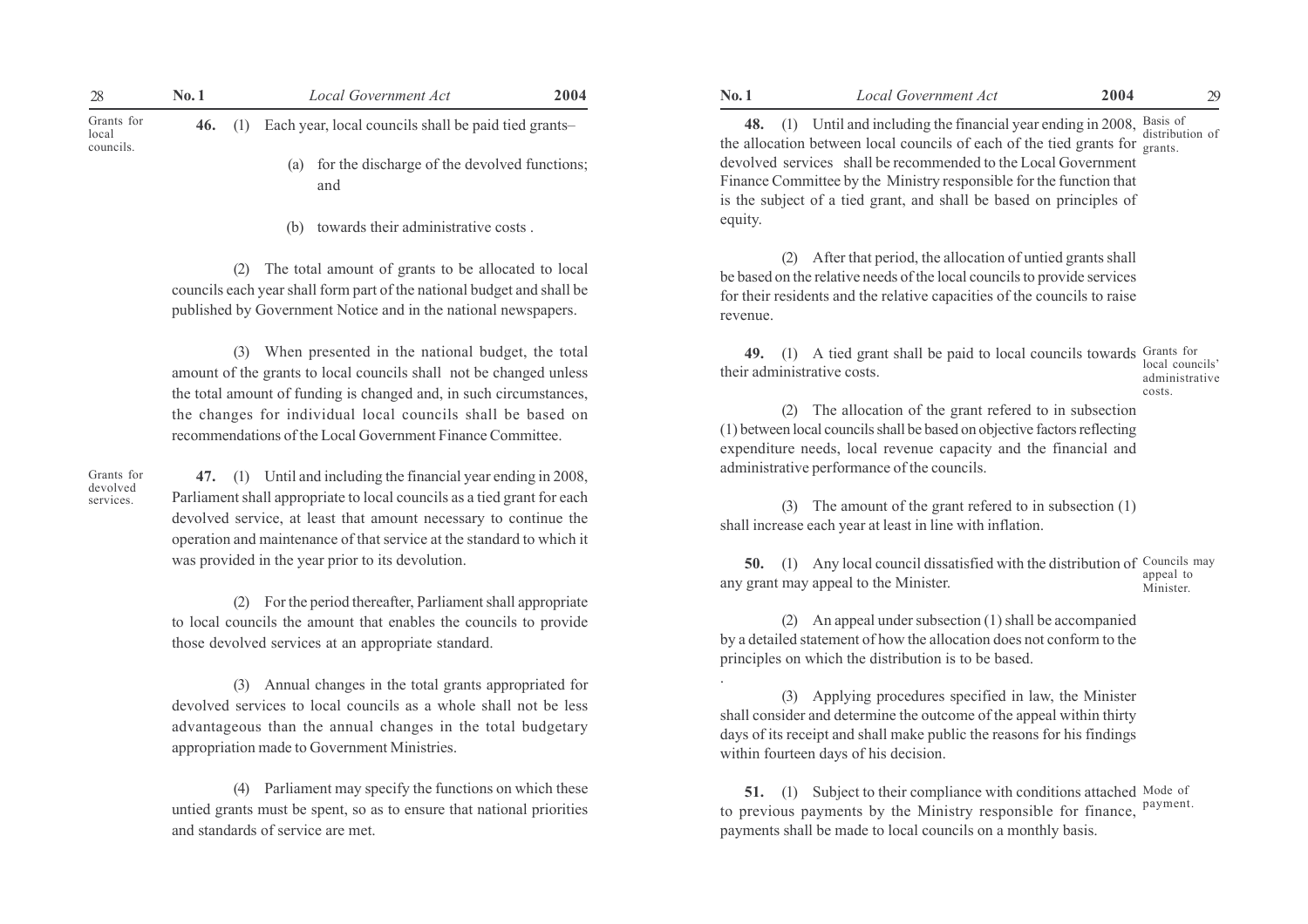**Grants for local councils.**

**46.** (1) Each year, local councils shall be paid tied grants–

(a) for the discharge of the devolved functions; and

(b) towards their administrative costs .

(2) The total amount of grants to be allocated to local councils each year shall form part of the national budget and shall be published by Government Notice and in the national newspapers.

(3) When presented in the national budget, the total amount of the grants to local councils shall not be changed unless the total amount of funding is changed and, in such circumstances, the changes for individual local councils shall be based on recommendations of the Local Government Finance Committee.

**Grants for devolved services.**

**47.** (1) Until and including the financial year ending in 2008, Parliament shall appropriate to local councils as a tied grant for each devolved service, at least that amount necessary to continue the operation and maintenance of that service at the standard to which it was provided in the year prior to its devolution.

(2) For the period thereafter, Parliament shall appropriate to local councils the amount that enables the councils to provide those devolved services at an appropriate standard.

(3) Annual changes in the total grants appropriated for devolved services to local councils as a whole shall not be less advantageous than the annual changes in the total budgetary appropriation made to Government Ministries.

(4) Parliament may specify the functions on which these untied grants must be spent, so as to ensure that national priorities and standards of service are met.

**Basis of distribution of grants.**

**48.** (1) Until and including the financial year ending in 2008, the allocation between local councils of each of the tied grants for devolved services shall be recommended to the Local Government Finance Committee by the Ministry responsible for the function that is the subject of a tied grant, and shall be based on principles of equity.

(2) After that period, the allocation of untied grants shall be based on the relative needs of the local councils to provide services for their residents and the relative capacities of the councils to raise revenue.

**Grants for local councils' administrative costs.**

**49.** (1) A tied grant shall be paid to local councils towards their administrative costs.

(2) The allocation of the grant refered to in subsection (1) between local councils shall be based on objective factors reflecting expenditure needs, local revenue capacity and the financial and administrative performance of the councils.

(3) The amount of the grant refered to in subsection (1) shall increase each year at least in line with inflation.

**Councils may appeal to Minister.**

**50.** (1) Any local council dissatisfied with the distribution of any grant may appeal to the Minister.

(2) An appeal under subsection (1) shall be accompanied by a detailed statement of how the allocation does not conform to the principles on which the distribution is to be based.

(3) Applying procedures specified in law, the Minister shall consider and determine the outcome of the appeal within thirty days of its receipt and shall make public the reasons for his findings within fourteen days of his decision.

**Mode of payment.**

**51.** (1) Subject to their compliance with conditions attached to previous payments by the Ministry responsible for finance, payments shall be made to local councils on a monthly basis.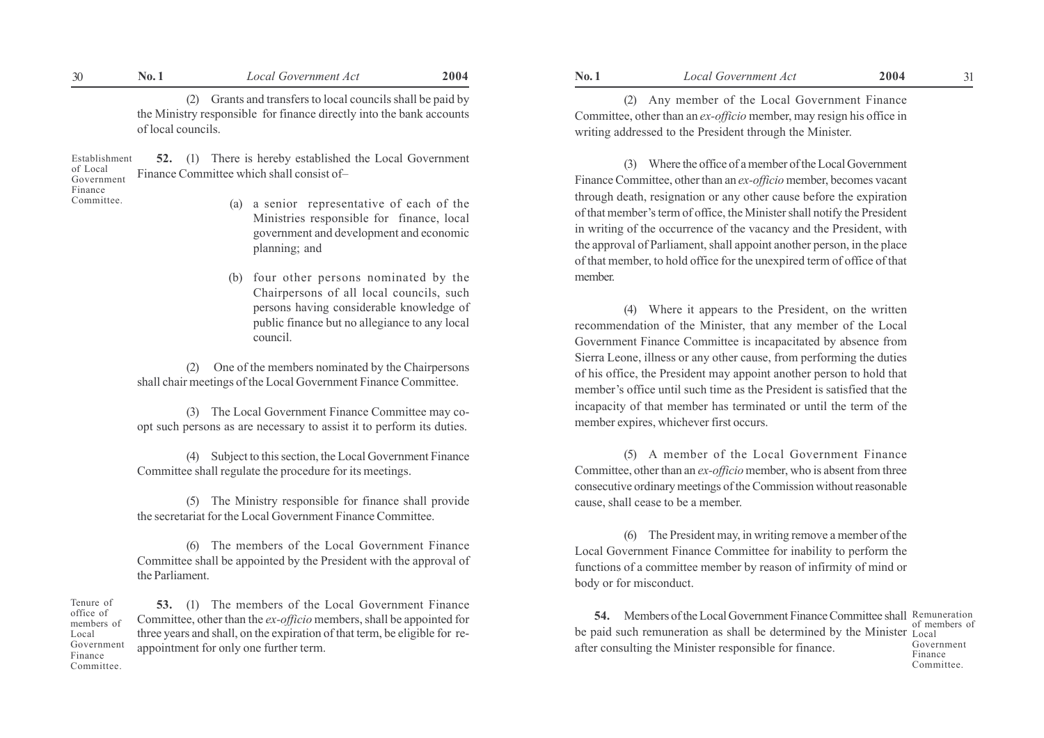(2) Grants and transfers to local councils shall be paid by the Ministry responsible for finance directly into the bank accounts of local councils.

**Establishment of Local Government Finance Committee.**

**52.** (1) There is hereby established the Local Government Finance Committee which shall consist of–

(a) a senior representative of each of the Ministries responsible for finance, local government and development and economic planning; and

(b) four other persons nominated by the Chairpersons of all local councils, such persons having considerable knowledge of public finance but no allegiance to any local council.

(2) One of the members nominated by the Chairpersons shall chair meetings of the Local Government Finance Committee.

(3) The Local Government Finance Committee may co-opt such persons as are necessary to assist it to perform its duties.

(4) Subject to this section, the Local Government Finance Committee shall regulate the procedure for its meetings.

(5) The Ministry responsible for finance shall provide the secretariat for the Local Government Finance Committee.

(6) The members of the Local Government Finance Committee shall be appointed by the President with the approval of the Parliament.

**Tenure of office of members of Local Government Finance Committee.**

**53.** (1) The members of the Local Government Finance Committee, other than the *ex-officio* members, shall be appointed for three years and shall, on the expiration of that term, be eligible for re-appointment for only one further term.

(2) Any member of the Local Government Finance Committee, other than an *ex-officio* member, may resign his office in writing addressed to the President through the Minister.

(3) Where the office of a member of the Local Government Finance Committee, other than an *ex-officio* member, becomes vacant through death, resignation or any other cause before the expiration of that member's term of office, the Minister shall notify the President in writing of the occurrence of the vacancy and the President, with the approval of Parliament, shall appoint another person, in the place of that member, to hold office for the unexpired term of office of that member.

(4) Where it appears to the President, on the written recommendation of the Minister, that any member of the Local Government Finance Committee is incapacitated by absence from Sierra Leone, illness or any other cause, from performing the duties of his office, the President may appoint another person to hold that member's office until such time as the President is satisfied that the incapacity of that member has terminated or until the term of the member expires, whichever first occurs.

(5) A member of the Local Government Finance Committee, other than an *ex-officio* member, who is absent from three consecutive ordinary meetings of the Commission without reasonable cause, shall cease to be a member.

(6) The President may, in writing remove a member of the Local Government Finance Committee for inability to perform the functions of a committee member by reason of infirmity of mind or body or for misconduct.

**Remuneration of members of Local Government Finance Committee.**

**54.** Members of the Local Government Finance Committee shall be paid such remuneration as shall be determined by the Minister after consulting the Minister responsible for finance.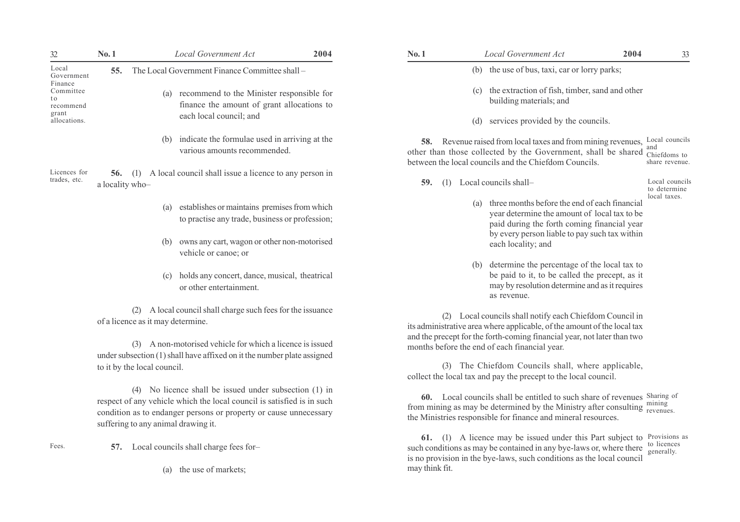**Local Government Finance Committee to recommend grant allocations.**

**55.** The Local Government Finance Committee shall –

(a) recommend to the Minister responsible for finance the amount of grant allocations to each local council; and

(b) indicate the formulae used in arriving at the various amounts recommended.

**Licences for trades, etc.**

**56.** (1) A local council shall issue a licence to any person in a locality who–

(a) establishes or maintains premises from which to practise any trade, business or profession;

(b) owns any cart, wagon or other non-motorised vehicle or canoe; or

(c) holds any concert, dance, musical, theatrical or other entertainment.

(2) A local council shall charge such fees for the issuance of a licence as it may determine.

(3) A non-motorised vehicle for which a licence is issued under subsection (1) shall have affixed on it the number plate assigned to it by the local council.

(4) No licence shall be issued under subsection (1) in respect of any vehicle which the local council is satisfied is in such condition as to endanger persons or property or cause unnecessary suffering to any animal drawing it.

**Fees.**

**57.** Local councils shall charge fees for–

(a) the use of markets;

(b) the use of bus, taxi, car or lorry parks;

(c) the extraction of fish, timber, sand and other building materials; and

(d) services provided by the councils.

**Local councils and Chiefdoms to share revenue.**

**58.** Revenue raised from local taxes and from mining revenues, other than those collected by the Government, shall be shared between the local councils and the Chiefdom Councils.

**Local councils to determine local taxes.**

**59.** (1) Local councils shall–

(a) three months before the end of each financial year determine the amount of local tax to be paid during the forth coming financial year by every person liable to pay such tax within each locality; and

(b) determine the percentage of the local tax to be paid to it, to be called the precept, as it may by resolution determine and as it requires as revenue.

(2) Local councils shall notify each Chiefdom Council in its administrative area where applicable, of the amount of the local tax and the precept for the forth-coming financial year, not later than two months before the end of each financial year.

(3) The Chiefdom Councils shall, where applicable, collect the local tax and pay the precept to the local council.

**Sharing of mining revenues.**

**60.** Local councils shall be entitled to such share of revenues from mining as may be determined by the Ministry after consulting the Ministries responsible for finance and mineral resources.

**Provisions as to licences generally.**

**61.** (1) A licence may be issued under this Part subject to such conditions as may be contained in any bye-laws or, where there is no provision in the bye-laws, such conditions as the local council may think fit.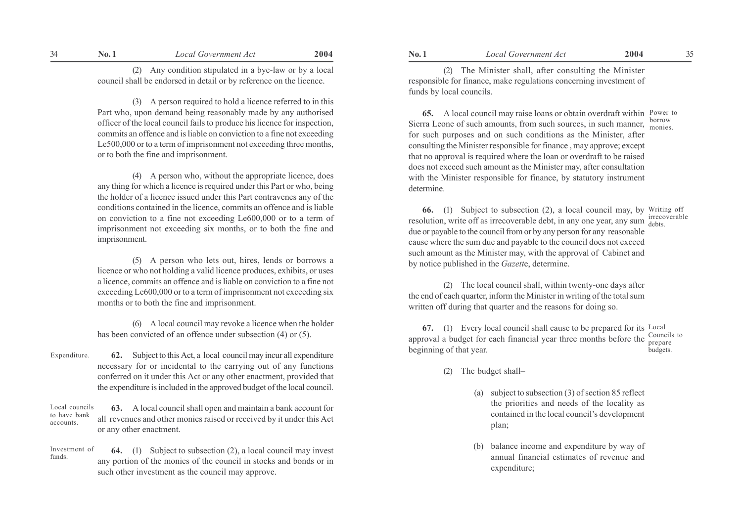(2) Any condition stipulated in a bye-law or by a local council shall be endorsed in detail or by reference on the licence.

(3) A person required to hold a licence referred to in this Part who, upon demand being reasonably made by any authorised officer of the local council fails to produce his licence for inspection, commits an offence and is liable on conviction to a fine not exceeding Le500,000 or to a term of imprisonment not exceeding three months, or to both the fine and imprisonment.

(4) A person who, without the appropriate licence, does any thing for which a licence is required under this Part or who, being the holder of a licence issued under this Part contravenes any of the conditions contained in the licence, commits an offence and is liable on conviction to a fine not exceeding Le600,000 or to a term of imprisonment not exceeding six months, or to both the fine and imprisonment.

(5) A person who lets out, hires, lends or borrows a licence or who not holding a valid licence produces, exhibits, or uses a licence, commits an offence and is liable on conviction to a fine not exceeding Le600,000 or to a term of imprisonment not exceeding six months or to both the fine and imprisonment.

(6) A local council may revoke a licence when the holder has been convicted of an offence under subsection (4) or (5).

Expenditure.

**62.** Subject to this Act, a local council may incur all expenditure necessary for or incidental to the carrying out of any functions conferred on it under this Act or any other enactment, provided that the expenditure is included in the approved budget of the local council.

Local councils to have bank accounts.

**63.** A local council shall open and maintain a bank account for all revenues and other monies raised or received by it under this Act or any other enactment.

Investment of funds.

**64.** (1) Subject to subsection (2), a local council may invest any portion of the monies of the council in stocks and bonds or in such other investment as the council may approve.

(2) The Minister shall, after consulting the Minister responsible for finance, make regulations concerning investment of funds by local councils.

Power to borrow monies.

**65.** A local council may raise loans or obtain overdraft within Sierra Leone of such amounts, from such sources, in such manner, for such purposes and on such conditions as the Minister, after consulting the Minister responsible for finance , may approve; except that no approval is required where the loan or overdraft to be raised does not exceed such amount as the Minister may, after consultation with the Minister responsible for finance, by statutory instrument determine.

Writing off irrecoverable debts.

**66.** (1) Subject to subsection (2), a local council may, by resolution, write off as irrecoverable debt, in any one year, any sum due or payable to the council from or by any person for any reasonable cause where the sum due and payable to the council does not exceed such amount as the Minister may, with the approval of Cabinet and by notice published in the *Gazette*, determine.

(2) The local council shall, within twenty-one days after the end of each quarter, inform the Minister in writing of the total sum written off during that quarter and the reasons for doing so.

Local Councils to prepare budgets.

**67.** (1) Every local council shall cause to be prepared for its approval a budget for each financial year three months before the beginning of that year.

(2) The budget shall–

(a) subject to subsection (3) of section 85 reflect the priorities and needs of the locality as contained in the local council's development plan;

(b) balance income and expenditure by way of annual financial estimates of revenue and expenditure;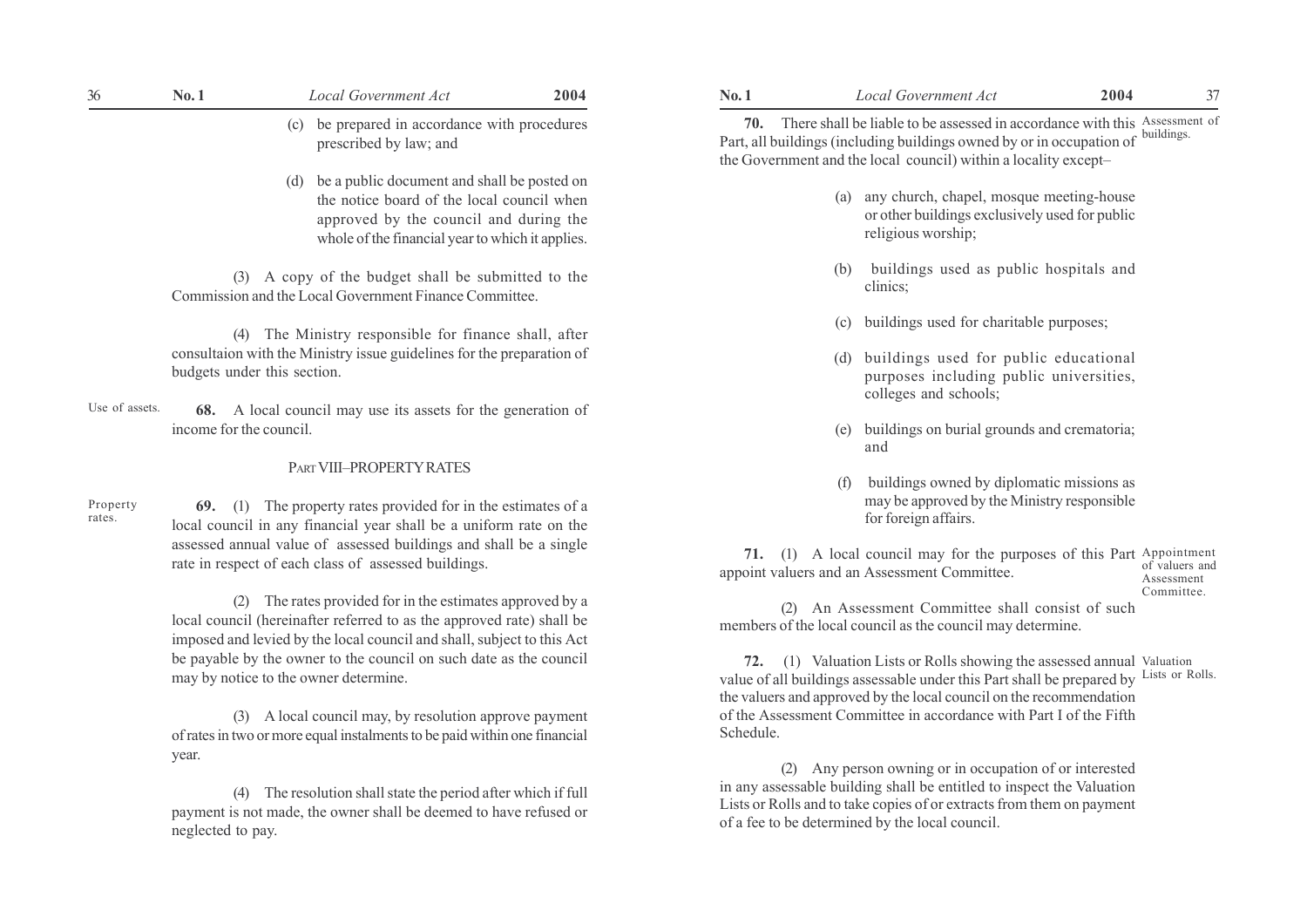(c) be prepared in accordance with procedures prescribed by law; and

(d) be a public document and shall be posted on the notice board of the local council when approved by the council and during the whole of the financial year to which it applies.

(3) A copy of the budget shall be submitted to the Commission and the Local Government Finance Committee.

(4) The Ministry responsible for finance shall, after consultaion with the Ministry issue guidelines for the preparation of budgets under this section.

Use of assets.

**68.** A local council may use its assets for the generation of income for the council.

## PART VIII–PROPERTY RATES

Property rates.

**69.** (1) The property rates provided for in the estimates of a local council in any financial year shall be a uniform rate on the assessed annual value of assessed buildings and shall be a single rate in respect of each class of assessed buildings.

(2) The rates provided for in the estimates approved by a local council (hereinafter referred to as the approved rate) shall be imposed and levied by the local council and shall, subject to this Act be payable by the owner to the council on such date as the council may by notice to the owner determine.

(3) A local council may, by resolution approve payment of rates in two or more equal instalments to be paid within one financial year.

(4) The resolution shall state the period after which if full payment is not made, the owner shall be deemed to have refused or neglected to pay.

Assessment of buildings.

**70.** There shall be liable to be assessed in accordance with this Part, all buildings (including buildings owned by or in occupation of the Government and the local council) within a locality except–

(a) any church, chapel, mosque meeting-house or other buildings exclusively used for public religious worship;

(b) buildings used as public hospitals and clinics;

(c) buildings used for charitable purposes;

(d) buildings used for public educational purposes including public universities, colleges and schools;

(e) buildings on burial grounds and crematoria; and

(f) buildings owned by diplomatic missions as may be approved by the Ministry responsible for foreign affairs.

Appointment of valuers and Assessment Committee.

**71.** (1) A local council may for the purposes of this Part appoint valuers and an Assessment Committee.

(2) An Assessment Committee shall consist of such members of the local council as the council may determine.

Valuation Lists or Rolls.

**72.** (1) Valuation Lists or Rolls showing the assessed annual value of all buildings assessable under this Part shall be prepared by the valuers and approved by the local council on the recommendation of the Assessment Committee in accordance with Part I of the Fifth Schedule.

(2) Any person owning or in occupation of or interested in any assessable building shall be entitled to inspect the Valuation Lists or Rolls and to take copies of or extracts from them on payment of a fee to be determined by the local council.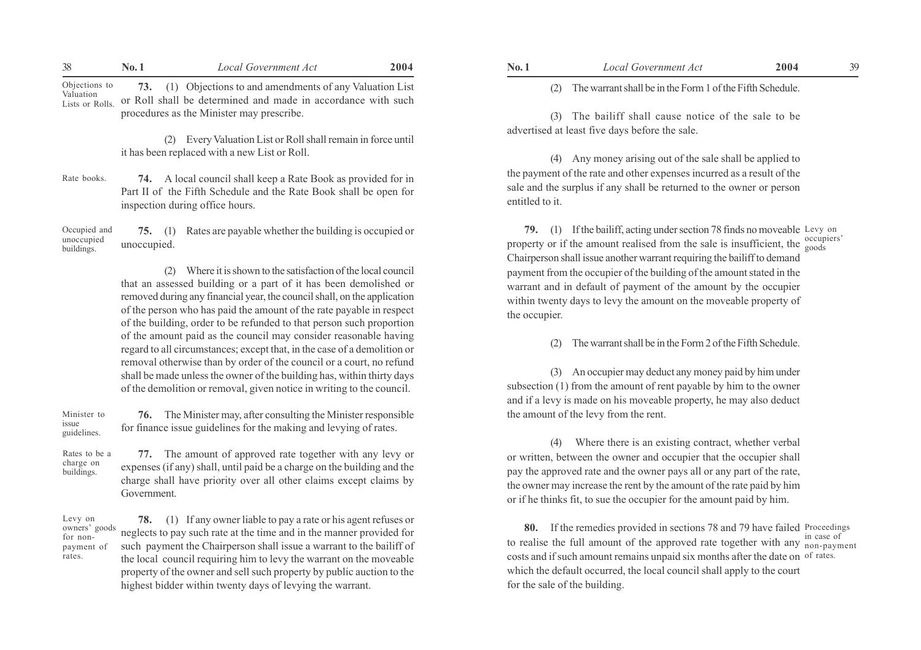**Objections to Valuation Lists or Rolls.**

**73.** (1) Objections to and amendments of any Valuation List or Roll shall be determined and made in accordance with such procedures as the Minister may prescribe.

(2) Every Valuation List or Roll shall remain in force until it has been replaced with a new List or Roll.

**Rate books.**

**74.** A local council shall keep a Rate Book as provided for in Part II of the Fifth Schedule and the Rate Book shall be open for inspection during office hours.

**Occupied and unoccupied buildings.**

**75.** (1) Rates are payable whether the building is occupied or unoccupied.

(2) Where it is shown to the satisfaction of the local council that an assessed building or a part of it has been demolished or removed during any financial year, the council shall, on the application of the person who has paid the amount of the rate payable in respect of the building, order to be refunded to that person such proportion of the amount paid as the council may consider reasonable having regard to all circumstances; except that, in the case of a demolition or removal otherwise than by order of the council or a court, no refund shall be made unless the owner of the building has, within thirty days of the demolition or removal, given notice in writing to the council.

**Minister to issue guidelines.**

**76.** The Minister may, after consulting the Minister responsible for finance issue guidelines for the making and levying of rates.

**Rates to be a charge on buildings.**

**77.** The amount of approved rate together with any levy or expenses (if any) shall, until paid be a charge on the building and the charge shall have priority over all other claims except claims by Government.

**Levy on owners' goods for non-payment of rates.**

**78.** (1) If any owner liable to pay a rate or his agent refuses or neglects to pay such rate at the time and in the manner provided for such payment the Chairperson shall issue a warrant to the bailiff of the local council requiring him to levy the warrant on the moveable property of the owner and sell such property by public auction to the highest bidder within twenty days of levying the warrant.

(2) The warrant shall be in the Form 1 of the Fifth Schedule.

(3) The bailiff shall cause notice of the sale to be advertised at least five days before the sale.

(4) Any money arising out of the sale shall be applied to the payment of the rate and other expenses incurred as a result of the sale and the surplus if any shall be returned to the owner or person entitled to it.

**Levy on occupiers' goods**

**79.** (1) If the bailiff, acting under section 78 finds no moveable property or if the amount realised from the sale is insufficient, the Chairperson shall issue another warrant requiring the bailiff to demand payment from the occupier of the building of the amount stated in the warrant and in default of payment of the amount by the occupier within twenty days to levy the amount on the moveable property of the occupier.

(2) The warrant shall be in the Form 2 of the Fifth Schedule.

(3) An occupier may deduct any money paid by him under subsection (1) from the amount of rent payable by him to the owner and if a levy is made on his moveable property, he may also deduct the amount of the levy from the rent.

(4) Where there is an existing contract, whether verbal or written, between the owner and occupier that the occupier shall pay the approved rate and the owner pays all or any part of the rate, the owner may increase the rent by the amount of the rate paid by him or if he thinks fit, to sue the occupier for the amount paid by him.

**Proceedings in case of non-payment of rates.**

**80.** If the remedies provided in sections 78 and 79 have failed to realise the full amount of the approved rate together with any costs and if such amount remains unpaid six months after the date on which the default occurred, the local council shall apply to the court for the sale of the building.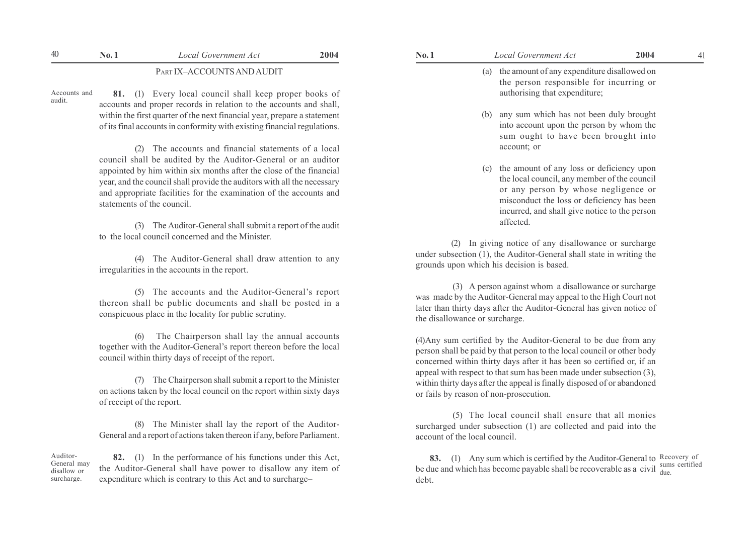## PART IX–ACCOUNTS AND AUDIT

*Accounts and audit.*

**81.** (1) Every local council shall keep proper books of accounts and proper records in relation to the accounts and shall, within the first quarter of the next financial year, prepare a statement of its final accounts in conformity with existing financial regulations.

(2) The accounts and financial statements of a local council shall be audited by the Auditor-General or an auditor appointed by him within six months after the close of the financial year, and the council shall provide the auditors with all the necessary and appropriate facilities for the examination of the accounts and statements of the council.

(3) The Auditor-General shall submit a report of the audit to the local council concerned and the Minister.

(4) The Auditor-General shall draw attention to any irregularities in the accounts in the report.

(5) The accounts and the Auditor-General's report thereon shall be public documents and shall be posted in a conspicuous place in the locality for public scrutiny.

(6) The Chairperson shall lay the annual accounts together with the Auditor-General's report thereon before the local council within thirty days of receipt of the report.

(7) The Chairperson shall submit a report to the Minister on actions taken by the local council on the report within sixty days of receipt of the report.

(8) The Minister shall lay the report of the Auditor-General and a report of actions taken thereon if any, before Parliament.

*Auditor-General may disallow or surcharge.*

**82.** (1) In the performance of his functions under this Act, the Auditor-General shall have power to disallow any item of expenditure which is contrary to this Act and to surcharge–

(a) the amount of any expenditure disallowed on the person responsible for incurring or authorising that expenditure;

(b) any sum which has not been duly brought into account upon the person by whom the sum ought to have been brought into account; or

(c) the amount of any loss or deficiency upon the local council, any member of the council or any person by whose negligence or misconduct the loss or deficiency has been incurred, and shall give notice to the person affected.

(2) In giving notice of any disallowance or surcharge under subsection (1), the Auditor-General shall state in writing the grounds upon which his decision is based.

(3) A person against whom a disallowance or surcharge was made by the Auditor-General may appeal to the High Court not later than thirty days after the Auditor-General has given notice of the disallowance or surcharge.

(4) Any sum certified by the Auditor-General to be due from any person shall be paid by that person to the local council or other body concerned within thirty days after it has been so certified or, if an appeal with respect to that sum has been made under subsection (3), within thirty days after the appeal is finally disposed of or abandoned or fails by reason of non-prosecution.

(5) The local council shall ensure that all monies surcharged under subsection (1) are collected and paid into the account of the local council.

*Recovery of sums certified due.*

**83.** (1) Any sum which is certified by the Auditor-General to be due and which has become payable shall be recoverable as a civil debt.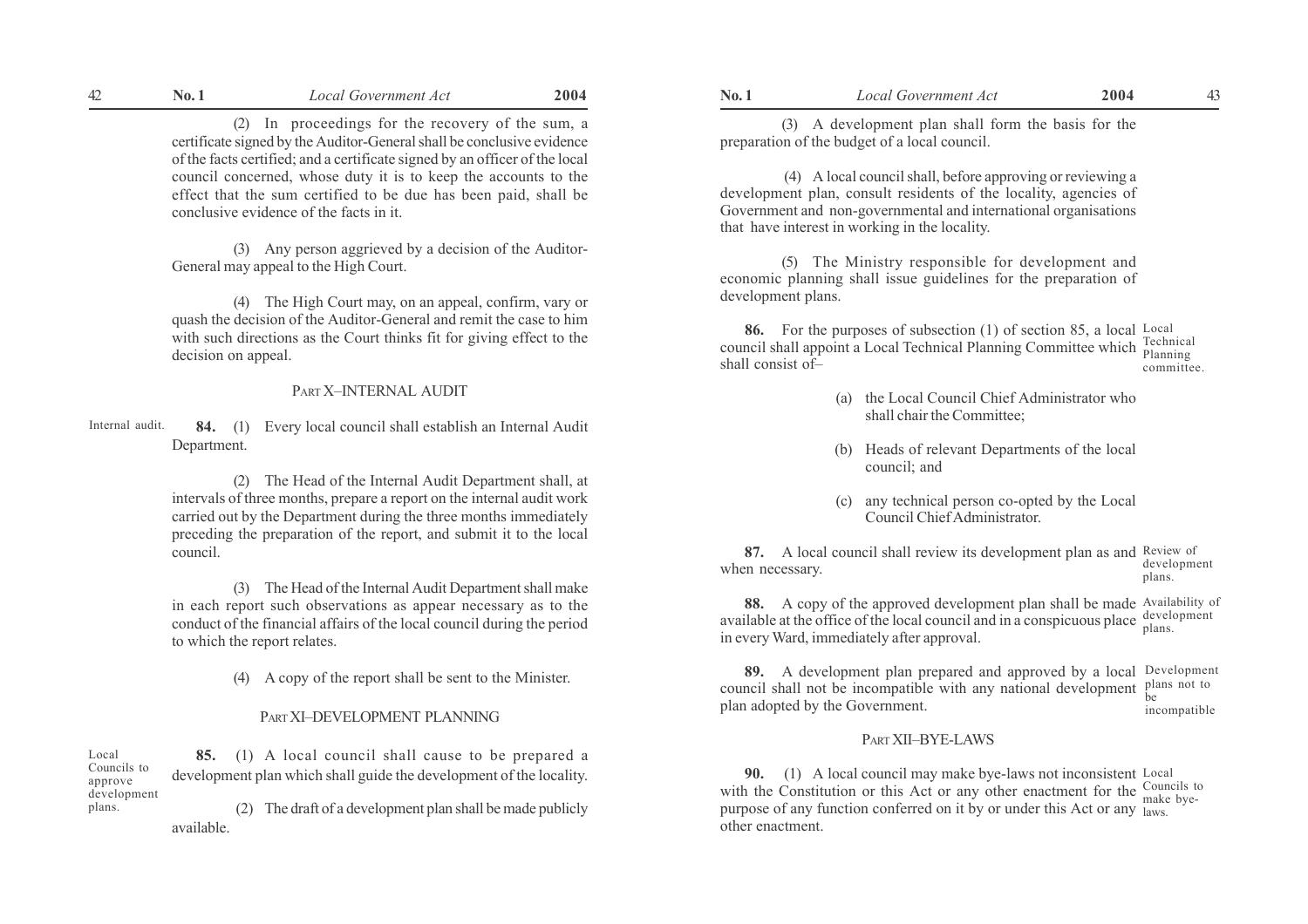(2) In proceedings for the recovery of the sum, a certificate signed by the Auditor-General shall be conclusive evidence of the facts certified; and a certificate signed by an officer of the local council concerned, whose duty it is to keep the accounts to the effect that the sum certified to be due has been paid, shall be conclusive evidence of the facts in it.

(3) Any person aggrieved by a decision of the Auditor-General may appeal to the High Court.

(4) The High Court may, on an appeal, confirm, vary or quash the decision of the Auditor-General and remit the case to him with such directions as the Court thinks fit for giving effect to the decision on appeal.

## PART X–INTERNAL AUDIT

Internal audit.

**84.** (1) Every local council shall establish an Internal Audit Department.

(2) The Head of the Internal Audit Department shall, at intervals of three months, prepare a report on the internal audit work carried out by the Department during the three months immediately preceding the preparation of the report, and submit it to the local council.

(3) The Head of the Internal Audit Department shall make in each report such observations as appear necessary as to the conduct of the financial affairs of the local council during the period to which the report relates.

(4) A copy of the report shall be sent to the Minister.

## PART XI–DEVELOPMENT PLANNING

Local Councils to approve development plans.

**85.** (1) A local council shall cause to be prepared a development plan which shall guide the development of the locality.

(2) The draft of a development plan shall be made publicly available.

(3) A development plan shall form the basis for the preparation of the budget of a local council.

(4) A local council shall, before approving or reviewing a development plan, consult residents of the locality, agencies of Government and non-governmental and international organisations that have interest in working in the locality.

(5) The Ministry responsible for development and economic planning shall issue guidelines for the preparation of development plans.

Local Technical Planning committee.

**86.** For the purposes of subsection (1) of section 85, a local council shall appoint a Local Technical Planning Committee which shall consist of–

(a) the Local Council Chief Administrator who shall chair the Committee;

(b) Heads of relevant Departments of the local council; and

(c) any technical person co-opted by the Local Council Chief Administrator.

Review of development plans.

**87.** A local council shall review its development plan as and when necessary.

Availability of development plans.

**88.** A copy of the approved development plan shall be made available at the office of the local council and in a conspicuous place in every Ward, immediately after approval.

Development plans not to be incompatible

**89.** A development plan prepared and approved by a local council shall not be incompatible with any national development plan adopted by the Government.

## PART XII–BYE-LAWS

Local Councils to make bye-laws.

**90.** (1) A local council may make bye-laws not inconsistent with the Constitution or this Act or any other enactment for the purpose of any function conferred on it by or under this Act or any other enactment.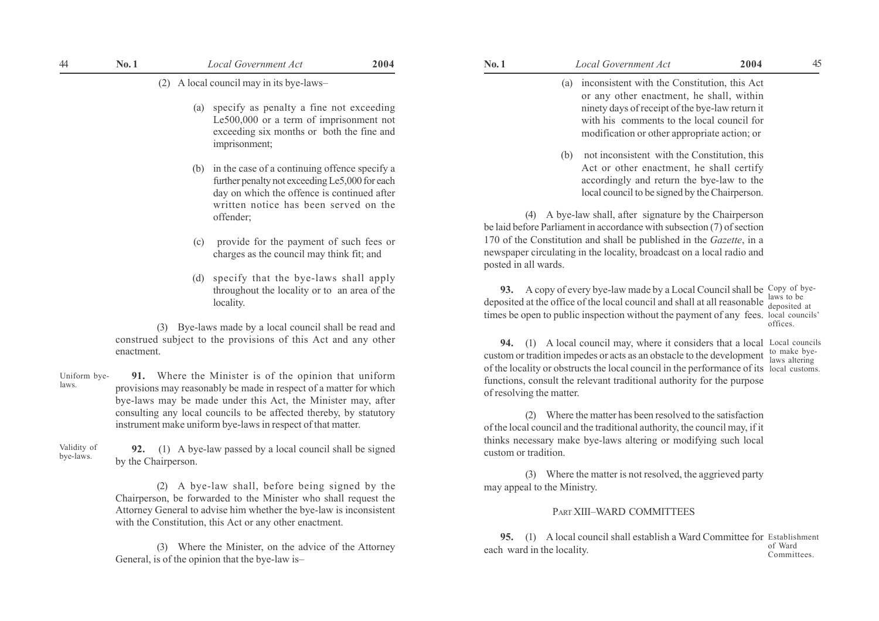(2) A local council may in its bye-laws–

(a) specify as penalty a fine not exceeding Le500,000 or a term of imprisonment not exceeding six months or both the fine and imprisonment;

(b) in the case of a continuing offence specify a further penalty not exceeding Le5,000 for each day on which the offence is continued after written notice has been served on the offender;

(c) provide for the payment of such fees or charges as the council may think fit; and

(d) specify that the bye-laws shall apply throughout the locality or to an area of the locality.

(3) Bye-laws made by a local council shall be read and construed subject to the provisions of this Act and any other enactment.

*Uniform bye-laws.*

**91.** Where the Minister is of the opinion that uniform provisions may reasonably be made in respect of a matter for which bye-laws may be made under this Act, the Minister may, after consulting any local councils to be affected thereby, by statutory instrument make uniform bye-laws in respect of that matter.

*Validity of bye-laws.*

**92.** (1) A bye-law passed by a local council shall be signed by the Chairperson.

(2) A bye-law shall, before being signed by the Chairperson, be forwarded to the Minister who shall request the Attorney General to advise him whether the bye-law is inconsistent with the Constitution, this Act or any other enactment.

(3) Where the Minister, on the advice of the Attorney General, is of the opinion that the bye-law is–

(a) inconsistent with the Constitution, this Act or any other enactment, he shall, within ninety days of receipt of the bye-law return it with his comments to the local council for modification or other appropriate action; or

(b) not inconsistent with the Constitution, this Act or other enactment, he shall certify accordingly and return the bye-law to the local council to be signed by the Chairperson.

(4) A bye-law shall, after signature by the Chairperson be laid before Parliament in accordance with subsection (7) of section 170 of the Constitution and shall be published in the *Gazette*, in a newspaper circulating in the locality, broadcast on a local radio and posted in all wards.

*Copy of bye-laws to be deposited at local councils' offices.*

**93.** A copy of every bye-law made by a Local Council shall be deposited at the office of the local council and shall at all reasonable times be open to public inspection without the payment of any fees.

*Local councils to make bye-laws altering local customs.*

**94.** (1) A local council may, where it considers that a local custom or tradition impedes or acts as an obstacle to the development of the locality or obstructs the local council in the performance of its functions, consult the relevant traditional authority for the purpose of resolving the matter.

(2) Where the matter has been resolved to the satisfaction of the local council and the traditional authority, the council may, if it thinks necessary make bye-laws altering or modifying such local custom or tradition.

(3) Where the matter is not resolved, the aggrieved party may appeal to the Ministry.

## PART XIII–WARD COMMITTEES

*Establishment of Ward Committees.*

**95.** (1) A local council shall establish a Ward Committee for each ward in the locality.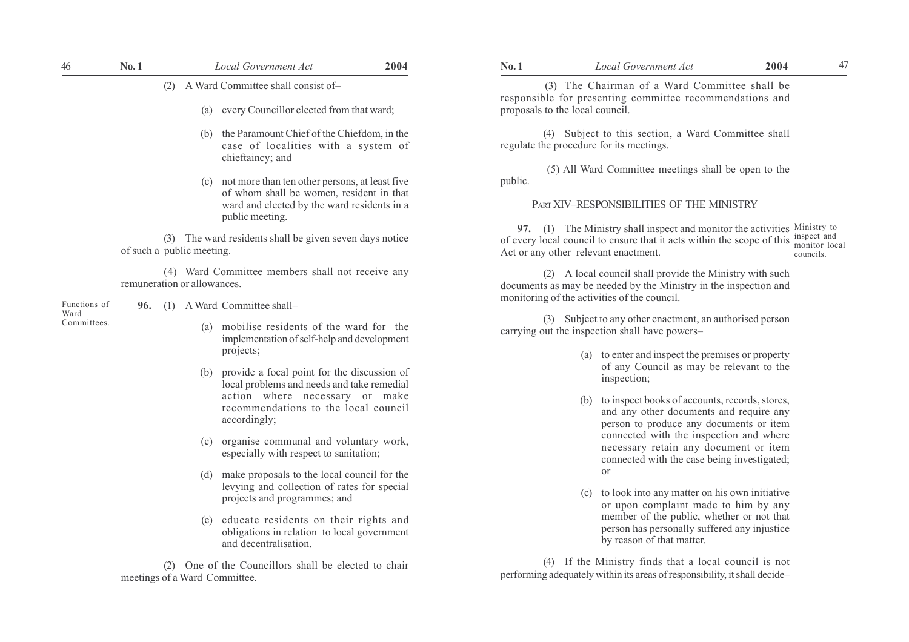(2) A Ward Committee shall consist of–

(a) every Councillor elected from that ward;

(b) the Paramount Chief of the Chiefdom, in the case of localities with a system of chieftaincy; and

(c) not more than ten other persons, at least five of whom shall be women, resident in that ward and elected by the ward residents in a public meeting.

(3) The ward residents shall be given seven days notice of such a public meeting.

(4) Ward Committee members shall not receive any remuneration or allowances.

Functions of Ward Committees.

**96.** (1) A Ward Committee shall–

(a) mobilise residents of the ward for the implementation of self-help and development projects;

(b) provide a focal point for the discussion of local problems and needs and take remedial action where necessary or make recommendations to the local council accordingly;

(c) organise communal and voluntary work, especially with respect to sanitation;

(d) make proposals to the local council for the levying and collection of rates for special projects and programmes; and

(e) educate residents on their rights and obligations in relation to local government and decentralisation.

(2) One of the Councillors shall be elected to chair meetings of a Ward Committee.

(3) The Chairman of a Ward Committee shall be responsible for presenting committee recommendations and proposals to the local council.

(4) Subject to this section, a Ward Committee shall regulate the procedure for its meetings.

(5) All Ward Committee meetings shall be open to the public.

## PART XIV–RESPONSIBILITIES OF THE MINISTRY

Ministry to inspect and monitor local councils.

**97.** (1) The Ministry shall inspect and monitor the activities of every local council to ensure that it acts within the scope of this Act or any other relevant enactment.

(2) A local council shall provide the Ministry with such documents as may be needed by the Ministry in the inspection and monitoring of the activities of the council.

(3) Subject to any other enactment, an authorised person carrying out the inspection shall have powers–

(a) to enter and inspect the premises or property of any Council as may be relevant to the inspection;

(b) to inspect books of accounts, records, stores, and any other documents and require any person to produce any documents or item connected with the inspection and where necessary retain any document or item connected with the case being investigated; or

(c) to look into any matter on his own initiative or upon complaint made to him by any member of the public, whether or not that person has personally suffered any injustice by reason of that matter.

(4) If the Ministry finds that a local council is not performing adequately within its areas of responsibility, it shall decide–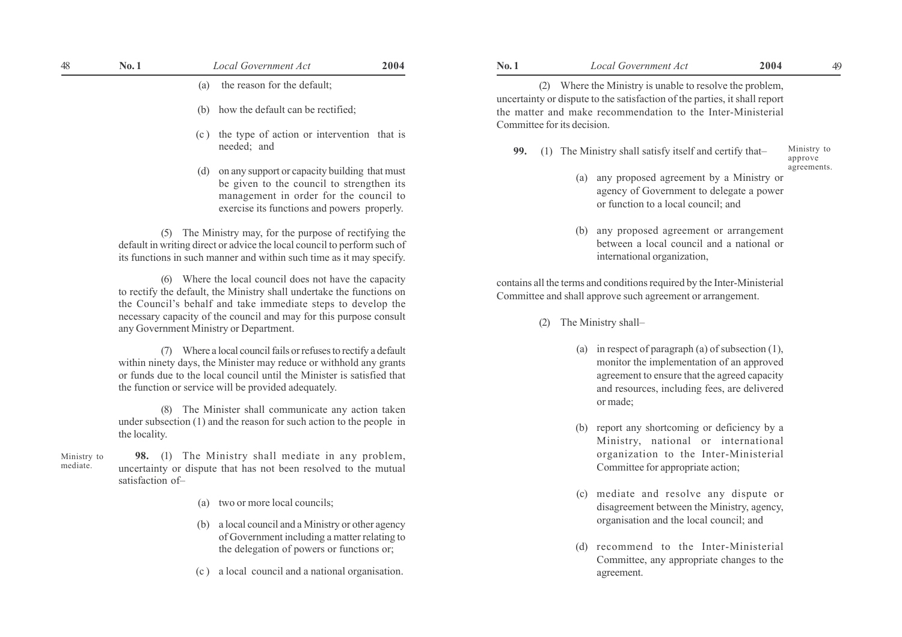(a) the reason for the default;

(b) how the default can be rectified;

(c) the type of action or intervention that is needed; and

(d) on any support or capacity building that must be given to the council to strengthen its management in order for the council to exercise its functions and powers properly.

(5) The Ministry may, for the purpose of rectifying the default in writing direct or advice the local council to perform such of its functions in such manner and within such time as it may specify.

(6) Where the local council does not have the capacity to rectify the default, the Ministry shall undertake the functions on the Council's behalf and take immediate steps to develop the necessary capacity of the council and may for this purpose consult any Government Ministry or Department.

(7) Where a local council fails or refuses to rectify a default within ninety days, the Minister may reduce or withhold any grants or funds due to the local council until the Minister is satisfied that the function or service will be provided adequately.

(8) The Minister shall communicate any action taken under subsection (1) and the reason for such action to the people in the locality.

*Ministry to mediate.*

**98.** (1) The Ministry shall mediate in any problem, uncertainty or dispute that has not been resolved to the mutual satisfaction of–

(a) two or more local councils;

(b) a local council and a Ministry or other agency of Government including a matter relating to the delegation of powers or functions or;

(c) a local council and a national organisation.

(2) Where the Ministry is unable to resolve the problem, uncertainty or dispute to the satisfaction of the parties, it shall report the matter and make recommendation to the Inter-Ministerial Committee for its decision.

*Ministry to approve agreements.*

**99.** (1) The Ministry shall satisfy itself and certify that–

(a) any proposed agreement by a Ministry or agency of Government to delegate a power or function to a local council; and

(b) any proposed agreement or arrangement between a local council and a national or international organization,

contains all the terms and conditions required by the Inter-Ministerial Committee and shall approve such agreement or arrangement.

(2) The Ministry shall–

(a) in respect of paragraph (a) of subsection (1), monitor the implementation of an approved agreement to ensure that the agreed capacity and resources, including fees, are delivered or made;

(b) report any shortcoming or deficiency by a Ministry, national or international organization to the Inter-Ministerial Committee for appropriate action;

(c) mediate and resolve any dispute or disagreement between the Ministry, agency, organisation and the local council; and

(d) recommend to the Inter-Ministerial Committee, any appropriate changes to the agreement.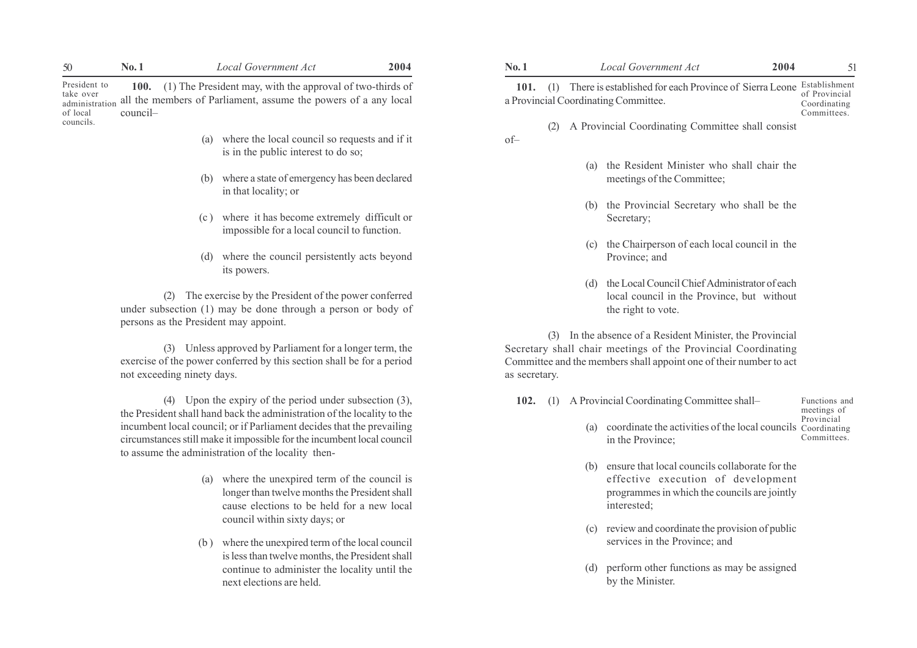**President to take over administration of local councils.**

**100.** (1) The President may, with the approval of two-thirds of all the members of Parliament, assume the powers of a any local council–

(a) where the local council so requests and if it is in the public interest to do so;

(b) where a state of emergency has been declared in that locality; or

(c) where it has become extremely difficult or impossible for a local council to function.

(d) where the council persistently acts beyond its powers.

(2) The exercise by the President of the power conferred under subsection (1) may be done through a person or body of persons as the President may appoint.

(3) Unless approved by Parliament for a longer term, the exercise of the power conferred by this section shall be for a period not exceeding ninety days.

(4) Upon the expiry of the period under subsection (3), the President shall hand back the administration of the locality to the incumbent local council; or if Parliament decides that the prevailing circumstances still make it impossible for the incumbent local council to assume the administration of the locality then-

(a) where the unexpired term of the council is longer than twelve months the President shall cause elections to be held for a new local council within sixty days; or

(b) where the unexpired term of the local council is less than twelve months, the President shall continue to administer the locality until the next elections are held.

**Establishment of Provincial Coordinating Committees.**

**101.** (1) There is established for each Province of Sierra Leone a Provincial Coordinating Committee.

(2) A Provincial Coordinating Committee shall consist of–

(a) the Resident Minister who shall chair the meetings of the Committee;

(b) the Provincial Secretary who shall be the Secretary;

(c) the Chairperson of each local council in the Province; and

(d) the Local Council Chief Administrator of each local council in the Province, but without the right to vote.

(3) In the absence of a Resident Minister, the Provincial Secretary shall chair meetings of the Provincial Coordinating Committee and the members shall appoint one of their number to act as secretary.

**Functions and meetings of Provincial Coordinating Committees.**

**102.** (1) A Provincial Coordinating Committee shall–

(a) coordinate the activities of the local councils in the Province;

(b) ensure that local councils collaborate for the effective execution of development programmes in which the councils are jointly interested;

(c) review and coordinate the provision of public services in the Province; and

(d) perform other functions as may be assigned by the Minister.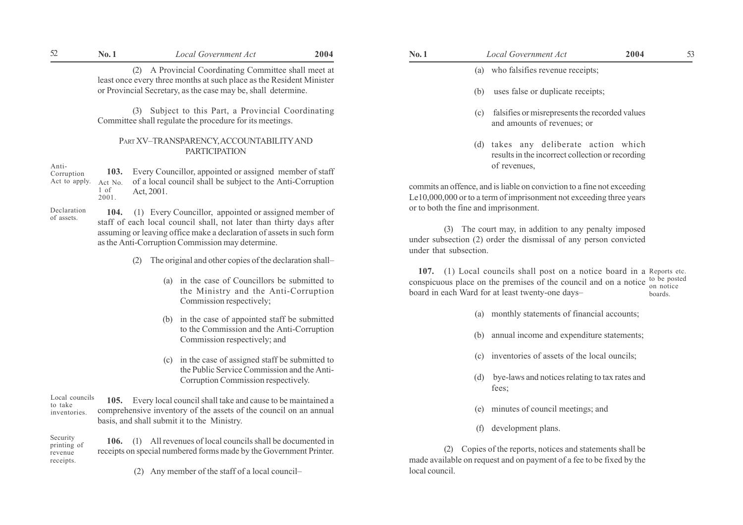(2) A Provincial Coordinating Committee shall meet at least once every three months at such place as the Resident Minister or Provincial Secretary, as the case may be, shall determine.

(3) Subject to this Part, a Provincial Coordinating Committee shall regulate the procedure for its meetings.

## PART XV–TRANSPARENCY, ACCOUNTABILITY AND PARTICIPATION

*Anti-Corruption Act to apply.* *Act No. 1 of 2001.*

**103.** Every Councillor, appointed or assigned member of staff of a local council shall be subject to the Anti-Corruption Act, 2001.

*Declaration of assets.*

**104.** (1) Every Councillor, appointed or assigned member of staff of each local council shall, not later than thirty days after assuming or leaving office make a declaration of assets in such form as the Anti-Corruption Commission may determine.

(2) The original and other copies of the declaration shall–

(a) in the case of Councillors be submitted to the Ministry and the Anti-Corruption Commission respectively;

(b) in the case of appointed staff be submitted to the Commission and the Anti-Corruption Commission respectively; and

(c) in the case of assigned staff be submitted to the Public Service Commission and the Anti-Corruption Commission respectively.

*Local councils to take inventories.*

**105.** Every local council shall take and cause to be maintained a comprehensive inventory of the assets of the council on an annual basis, and shall submit it to the Ministry.

*Security printing of revenue receipts.*

**106.** (1) All revenues of local councils shall be documented in receipts on special numbered forms made by the Government Printer.

(2) Any member of the staff of a local council–

(a) who falsifies revenue receipts;

(b) uses false or duplicate receipts;

(c) falsifies or misrepresents the recorded values and amounts of revenues; or

(d) takes any deliberate action which results in the incorrect collection or recording of revenues,

commits an offence, and is liable on conviction to a fine not exceeding Le10,000,000 or to a term of imprisonment not exceeding three years or to both the fine and imprisonment.

(3) The court may, in addition to any penalty imposed under subsection (2) order the dismissal of any person convicted under that subsection.

*Reports etc. to be posted on notice boards.*

**107.** (1) Local councils shall post on a notice board in a conspicuous place on the premises of the council and on a notice board in each Ward for at least twenty-one days–

(a) monthly statements of financial accounts;

(b) annual income and expenditure statements;

(c) inventories of assets of the local ouncils;

(d) bye-laws and notices relating to tax rates and fees;

(e) minutes of council meetings; and

(f) development plans.

(2) Copies of the reports, notices and statements shall be made available on request and on payment of a fee to be fixed by the local council.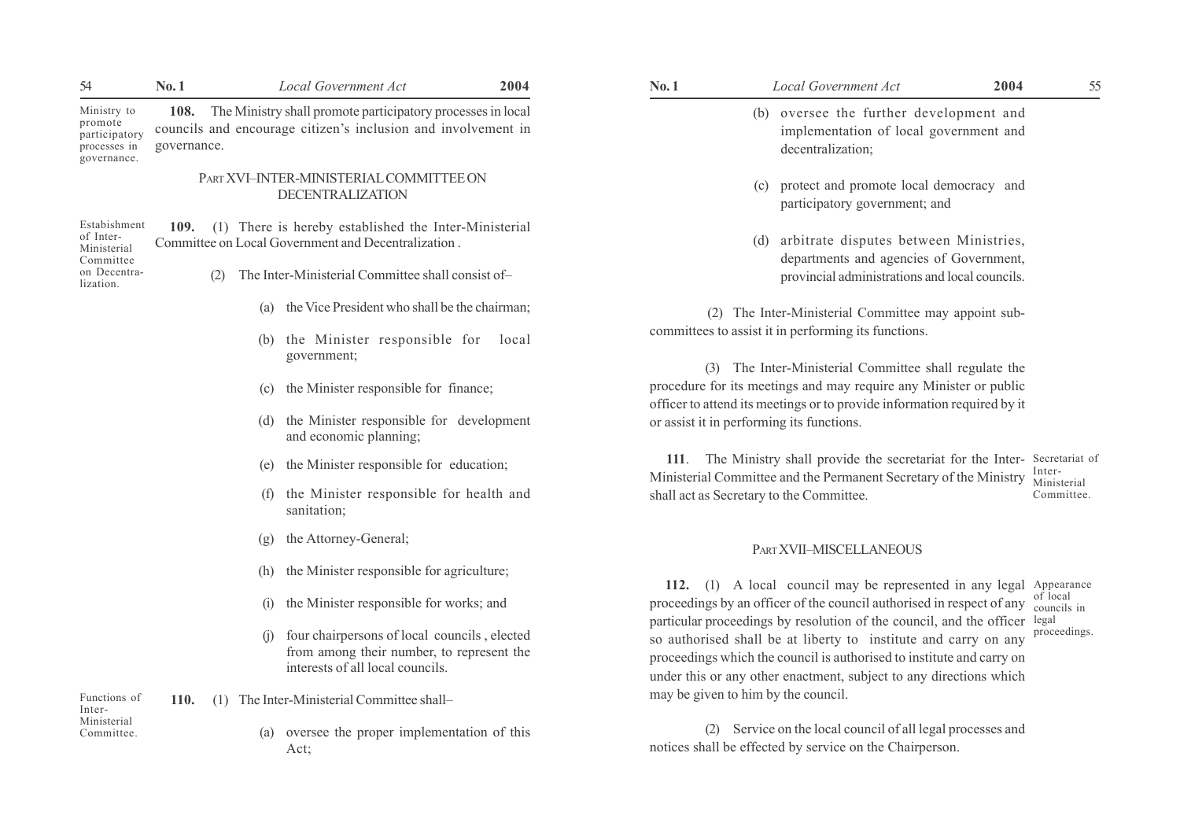**Ministry to promote participatory processes in governance.**

**108.** The Ministry shall promote participatory processes in local councils and encourage citizen's inclusion and involvement in governance.

## PART XVI–INTER-MINISTERIAL COMMITTEE ON DECENTRALIZATION

**Establishment of Inter-Ministerial Committee on Decentralization.**

**109.** (1) There is hereby established the Inter-Ministerial Committee on Local Government and Decentralization .

(2) The Inter-Ministerial Committee shall consist of–

(a) the Vice President who shall be the chairman;

(b) the Minister responsible for local government;

(c) the Minister responsible for finance;

(d) the Minister responsible for development and economic planning;

(e) the Minister responsible for education;

(f) the Minister responsible for health and sanitation;

(g) the Attorney-General;

(h) the Minister responsible for agriculture;

(i) the Minister responsible for works; and

(j) four chairpersons of local councils , elected from among their number, to represent the interests of all local councils.

**Functions of Inter-Ministerial Committee.**

**110.** (1) The Inter-Ministerial Committee shall–

(a) oversee the proper implementation of this Act;

(b) oversee the further development and implementation of local government and decentralization;

(c) protect and promote local democracy and participatory government; and

(d) arbitrate disputes between Ministries, departments and agencies of Government, provincial administrations and local councils.

(2) The Inter-Ministerial Committee may appoint sub-committees to assist it in performing its functions.

(3) The Inter-Ministerial Committee shall regulate the procedure for its meetings and may require any Minister or public officer to attend its meetings or to provide information required by it or assist it in performing its functions.

**Secretariat of Inter-Ministerial Committee.**

**111**. The Ministry shall provide the secretariat for the Inter-Ministerial Committee and the Permanent Secretary of the Ministry shall act as Secretary to the Committee.

## PART XVII–MISCELLANEOUS

**Appearance of local councils in legal proceedings.**

**112.** (1) A local council may be represented in any legal proceedings by an officer of the council authorised in respect of any particular proceedings by resolution of the council, and the officer so authorised shall be at liberty to institute and carry on any proceedings which the council is authorised to institute and carry on under this or any other enactment, subject to any directions which may be given to him by the council.

(2) Service on the local council of all legal processes and notices shall be effected by service on the Chairperson.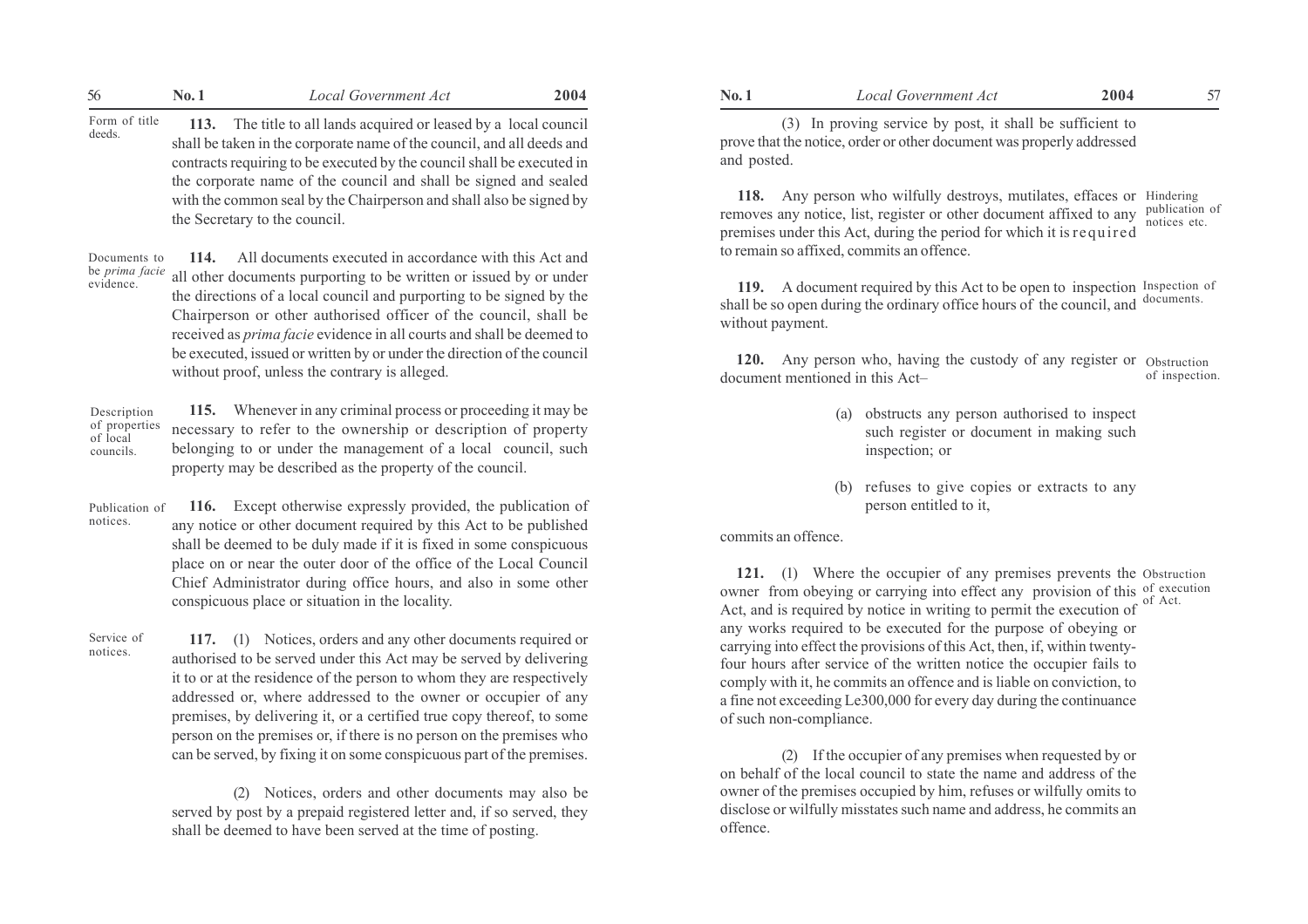**Form of title deeds.**

**113.** The title to all lands acquired or leased by a local council shall be taken in the corporate name of the council, and all deeds and contracts requiring to be executed by the council shall be executed in the corporate name of the council and shall be signed and sealed with the common seal by the Chairperson and shall also be signed by the Secretary to the council.

**Documents to be *prima facie* evidence.**

**114.** All documents executed in accordance with this Act and all other documents purporting to be written or issued by or under the directions of a local council and purporting to be signed by the Chairperson or other authorised officer of the council, shall be received as *prima facie* evidence in all courts and shall be deemed to be executed, issued or written by or under the direction of the council without proof, unless the contrary is alleged.

**Description of properties of local councils.**

**115.** Whenever in any criminal process or proceeding it may be necessary to refer to the ownership or description of property belonging to or under the management of a local council, such property may be described as the property of the council.

**Publication of notices.**

**116.** Except otherwise expressly provided, the publication of any notice or other document required by this Act to be published shall be deemed to be duly made if it is fixed in some conspicuous place on or near the outer door of the office of the Local Council Chief Administrator during office hours, and also in some other conspicuous place or situation in the locality.

**Service of notices.**

**117.** (1) Notices, orders and any other documents required or authorised to be served under this Act may be served by delivering it to or at the residence of the person to whom they are respectively addressed or, where addressed to the owner or occupier of any premises, by delivering it, or a certified true copy thereof, to some person on the premises or, if there is no person on the premises who can be served, by fixing it on some conspicuous part of the premises.

(2) Notices, orders and other documents may also be served by post by a prepaid registered letter and, if so served, they shall be deemed to have been served at the time of posting.

(3) In proving service by post, it shall be sufficient to prove that the notice, order or other document was properly addressed and posted.

**Hindering publication of notices etc.**

**118.** Any person who wilfully destroys, mutilates, effaces or removes any notice, list, register or other document affixed to any premises under this Act, during the period for which it is required to remain so affixed, commits an offence.

**Inspection of documents.**

**119.** A document required by this Act to be open to inspection shall be so open during the ordinary office hours of the council, and without payment.

**Obstruction of inspection.**

**120.** Any person who, having the custody of any register or document mentioned in this Act–

(a) obstructs any person authorised to inspect such register or document in making such inspection; or

(b) refuses to give copies or extracts to any person entitled to it,

commits an offence.

**Obstruction of execution of Act.**

**121.** (1) Where the occupier of any premises prevents the owner from obeying or carrying into effect any provision of this Act, and is required by notice in writing to permit the execution of any works required to be executed for the purpose of obeying or carrying into effect the provisions of this Act, then, if, within twenty-four hours after service of the written notice the occupier fails to comply with it, he commits an offence and is liable on conviction, to a fine not exceeding Le300,000 for every day during the continuance of such non-compliance.

(2) If the occupier of any premises when requested by or on behalf of the local council to state the name and address of the owner of the premises occupied by him, refuses or wilfully omits to disclose or wilfully misstates such name and address, he commits an offence.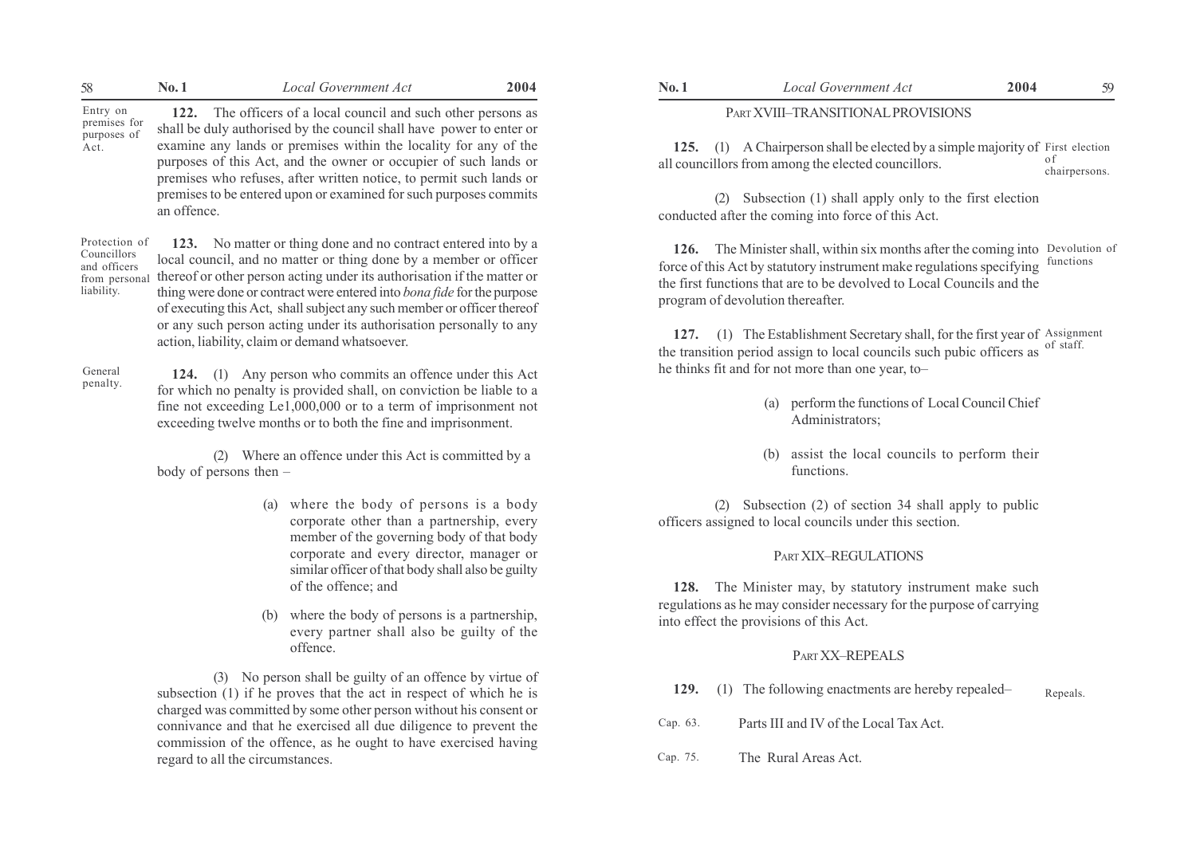Entry on premises for purposes of Act.

**122.** The officers of a local council and such other persons as shall be duly authorised by the council shall have power to enter or examine any lands or premises within the locality for any of the purposes of this Act, and the owner or occupier of such lands or premises who refuses, after written notice, to permit such lands or premises to be entered upon or examined for such purposes commits an offence.

Protection of Councillors and officers from personal liability.

**123.** No matter or thing done and no contract entered into by a local council, and no matter or thing done by a member or officer thereof or other person acting under its authorisation if the matter or thing were done or contract were entered into *bona fide* for the purpose of executing this Act, shall subject any such member or officer thereof or any such person acting under its authorisation personally to any action, liability, claim or demand whatsoever.

General penalty.

**124.** (1) Any person who commits an offence under this Act for which no penalty is provided shall, on conviction be liable to a fine not exceeding Le1,000,000 or to a term of imprisonment not exceeding twelve months or to both the fine and imprisonment.

(2) Where an offence under this Act is committed by a body of persons then –

(a) where the body of persons is a body corporate other than a partnership, every member of the governing body of that body corporate and every director, manager or similar officer of that body shall also be guilty of the offence; and

(b) where the body of persons is a partnership, every partner shall also be guilty of the offence.

(3) No person shall be guilty of an offence by virtue of subsection (1) if he proves that the act in respect of which he is charged was committed by some other person without his consent or connivance and that he exercised all due diligence to prevent the commission of the offence, as he ought to have exercised having regard to all the circumstances.

## PART XVIII–TRANSITIONAL PROVISIONS

First election of chairpersons.

**125.** (1) A Chairperson shall be elected by a simple majority of all councillors from among the elected councillors.

(2) Subsection (1) shall apply only to the first election conducted after the coming into force of this Act.

Devolution of functions

**126.** The Minister shall, within six months after the coming into force of this Act by statutory instrument make regulations specifying the first functions that are to be devolved to Local Councils and the program of devolution thereafter.

Assignment of staff.

**127.** (1) The Establishment Secretary shall, for the first year of the transition period assign to local councils such pubic officers as he thinks fit and for not more than one year, to–

(a) perform the functions of Local Council Chief Administrators;

(b) assist the local councils to perform their functions.

(2) Subsection (2) of section 34 shall apply to public officers assigned to local councils under this section.

## PART XIX–REGULATIONS

**128.** The Minister may, by statutory instrument make such regulations as he may consider necessary for the purpose of carrying into effect the provisions of this Act.

## PART XX–REPEALS

Repeals.

**129.** (1) The following enactments are hereby repealed–

Cap. 63. Parts III and IV of the Local Tax Act.

Cap. 75. The Rural Areas Act.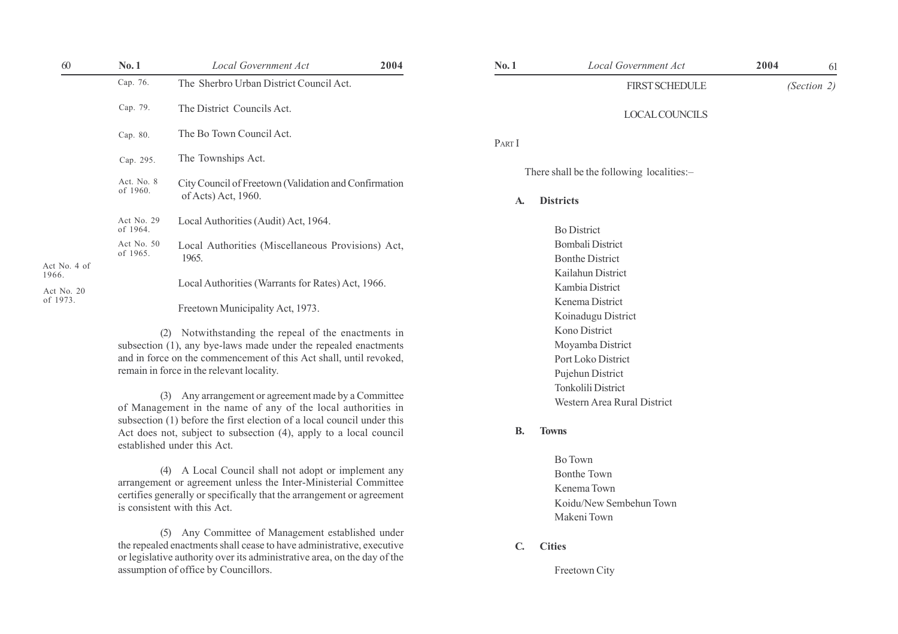| | |
|---|---|
| Cap. 76. | The Sherbro Urban District Council Act. |
| Cap. 79. | The District Councils Act. |
| Cap. 80. | The Bo Town Council Act. |
| Cap. 295. | The Townships Act. |
| Act. No. 8 of 1960. | City Council of Freetown (Validation and Confirmation of Acts) Act, 1960. |
| Act No. 29 of 1964. | Local Authorities (Audit) Act, 1964. |
| Act No. 50 of 1965. | Local Authorities (Miscellaneous Provisions) Act, 1965. |
| Act No. 4 of 1966. | Local Authorities (Warrants for Rates) Act, 1966. |
| Act No. 20 of 1973. | Freetown Municipality Act, 1973. |

(2) Notwithstanding the repeal of the enactments in subsection (1), any bye-laws made under the repealed enactments and in force on the commencement of this Act shall, until revoked, remain in force in the relevant locality.

(3) Any arrangement or agreement made by a Committee of Management in the name of any of the local authorities in subsection (1) before the first election of a local council under this Act does not, subject to subsection (4), apply to a local council established under this Act.

(4) A Local Council shall not adopt or implement any arrangement or agreement unless the Inter-Ministerial Committee certifies generally or specifically that the arrangement or agreement is consistent with this Act.

(5) Any Committee of Management established under the repealed enactments shall cease to have administrative, executive or legislative authority over its administrative area, on the day of the assumption of office by Councillors.

## FIRST SCHEDULE

*(Section 2)*

### LOCAL COUNCILS

PART I

There shall be the following localities:–

**A. Districts**

Bo District
Bombali District
Bonthe District
Kailahun District
Kambia District
Kenema District
Koinadugu District
Kono District
Moyamba District
Port Loko District
Pujehun District
Tonkolili District
Western Area Rural District

**B. Towns**

Bo Town
Bonthe Town
Kenema Town
Koidu/New Sembehun Town
Makeni Town

**C. Cities**

Freetown City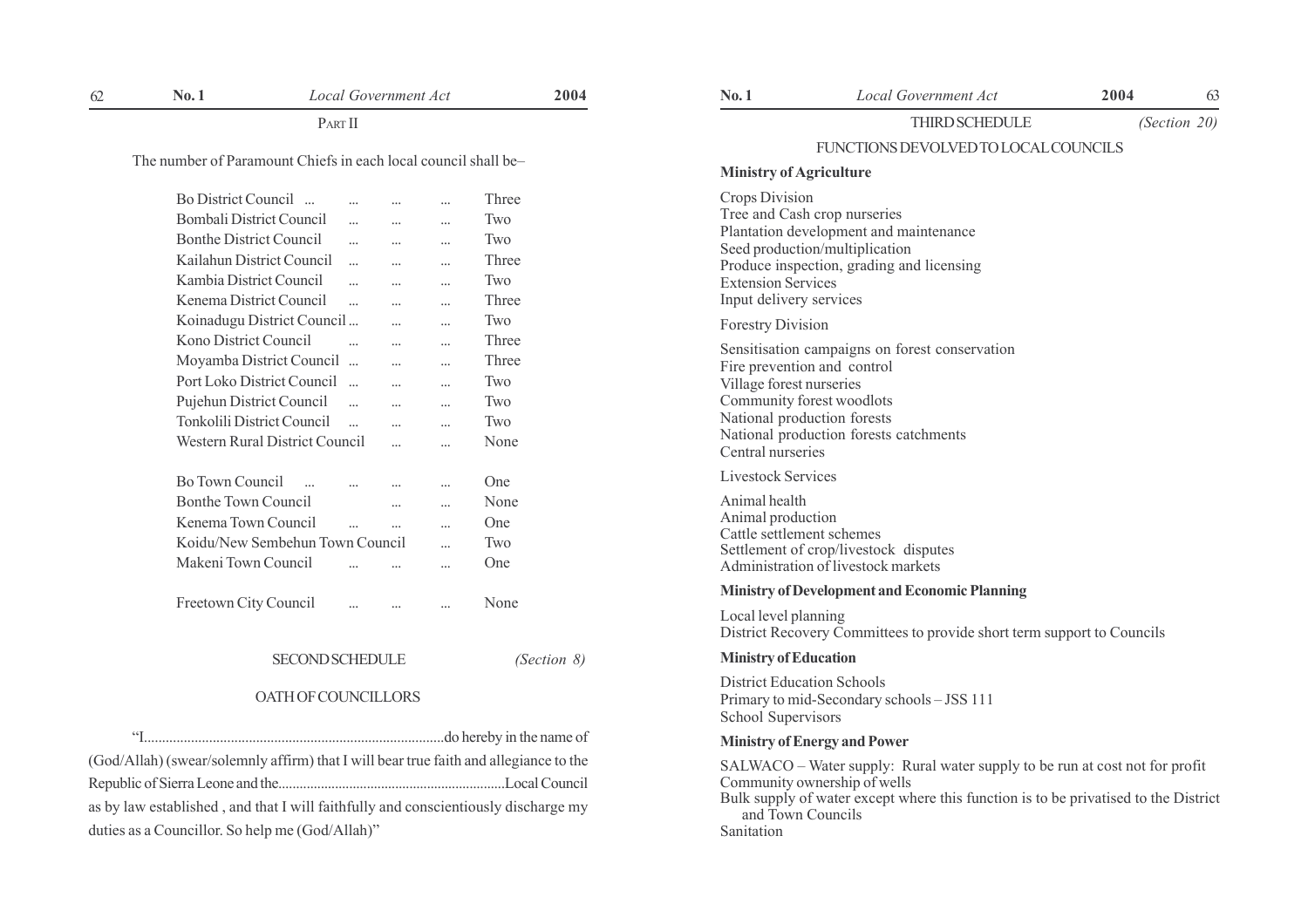PART II

The number of Paramount Chiefs in each local council shall be–

| Council | Number |
|---|---|
| Bo District Council ... ... ... ... | Three |
| Bombali District Council ... ... ... | Two |
| Bonthe District Council ... ... ... | Two |
| Kailahun District Council ... ... ... | Three |
| Kambia District Council ... ... ... | Two |
| Kenema District Council ... ... ... | Three |
| Koinadugu District Council ... ... ... | Two |
| Kono District Council ... ... ... | Three |
| Moyamba District Council ... ... ... | Three |
| Port Loko District Council ... ... ... | Two |
| Pujehun District Council ... ... ... | Two |
| Tonkolili District Council ... ... ... | Two |
| Western Rural District Council ... ... | None |
| Bo Town Council ... ... ... ... | One |
| Bonthe Town Council ... ... | None |
| Kenema Town Council ... ... ... | One |
| Koidu/New Sembehun Town Council ... | Two |
| Makeni Town Council ... ... ... | One |
| Freetown City Council ... ... ... | None |

## SECOND SCHEDULE

*(Section 8)*

### OATH OF COUNCILLORS

"I..................................................................................do hereby in the name of (God/Allah) (swear/solemnly affirm) that I will bear true faith and allegiance to the Republic of Sierra Leone and the...............................................................Local Council as by law established , and that I will faithfully and conscientiously discharge my duties as a Councillor. So help me (God/Allah)"

## THIRD SCHEDULE

*(Section 20)*

### FUNCTIONS DEVOLVED TO LOCAL COUNCILS

**Ministry of Agriculture**

Crops Division
Tree and Cash crop nurseries
Plantation development and maintenance
Seed production/multiplication
Produce inspection, grading and licensing
Extension Services
Input delivery services

Forestry Division

Sensitisation campaigns on forest conservation
Fire prevention and control
Village forest nurseries
Community forest woodlots
National production forests
National production forests catchments
Central nurseries

Livestock Services

Animal health
Animal production
Cattle settlement schemes
Settlement of crop/livestock disputes
Administration of livestock markets

**Ministry of Development and Economic Planning**

Local level planning
District Recovery Committees to provide short term support to Councils

**Ministry of Education**

District Education Schools
Primary to mid-Secondary schools – JSS 111
School Supervisors

**Ministry of Energy and Power**

SALWACO – Water supply: Rural water supply to be run at cost not for profit
Community ownership of wells
Bulk supply of water except where this function is to be privatised to the District and Town Councils
Sanitation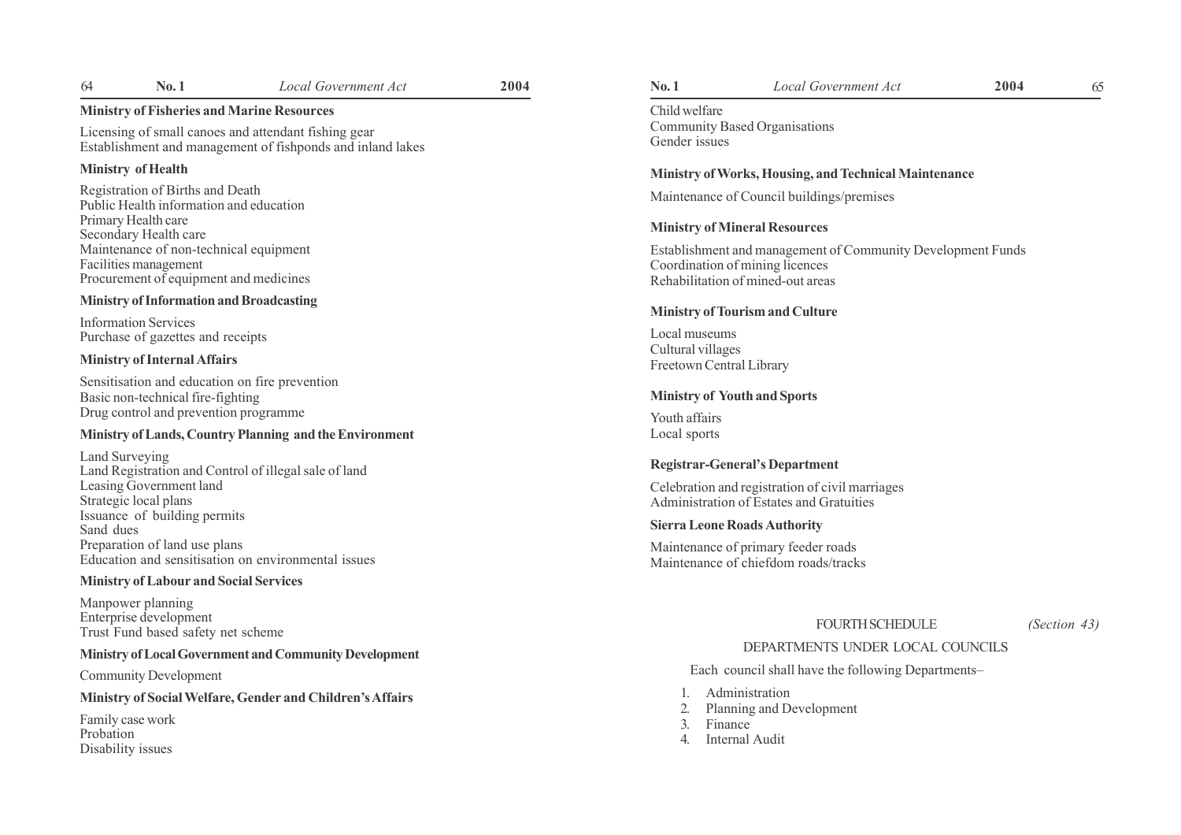**Ministry of Fisheries and Marine Resources**

Licensing of small canoes and attendant fishing gear
Establishment and management of fishponds and inland lakes

**Ministry of Health**

Registration of Births and Death
Public Health information and education
Primary Health care
Secondary Health care
Maintenance of non-technical equipment
Facilities management
Procurement of equipment and medicines

**Ministry of Information and Broadcasting**

Information Services
Purchase of gazettes and receipts

**Ministry of Internal Affairs**

Sensitisation and education on fire prevention
Basic non-technical fire-fighting
Drug control and prevention programme

**Ministry of Lands, Country Planning and the Environment**

Land Surveying
Land Registration and Control of illegal sale of land
Leasing Government land
Strategic local plans
Issuance of building permits
Sand dues
Preparation of land use plans
Education and sensitisation on environmental issues

**Ministry of Labour and Social Services**

Manpower planning
Enterprise development
Trust Fund based safety net scheme

**Ministry of Local Government and Community Development**

Community Development

**Ministry of Social Welfare, Gender and Children's Affairs**

Family case work
Probation
Disability issues
Child welfare
Community Based Organisations
Gender issues

**Ministry of Works, Housing, and Technical Maintenance**

Maintenance of Council buildings/premises

**Ministry of Mineral Resources**

Establishment and management of Community Development Funds
Coordination of mining licences
Rehabilitation of mined-out areas

**Ministry of Tourism and Culture**

Local museums
Cultural villages
Freetown Central Library

**Ministry of Youth and Sports**

Youth affairs
Local sports

**Registrar-General's Department**

Celebration and registration of civil marriages
Administration of Estates and Gratuities

**Sierra Leone Roads Authority**

Maintenance of primary feeder roads
Maintenance of chiefdom roads/tracks

## FOURTH SCHEDULE *(Section 43)*

### DEPARTMENTS UNDER LOCAL COUNCILS

Each council shall have the following Departments–

1. Administration
2. Planning and Development
3. Finance
4. Internal Audit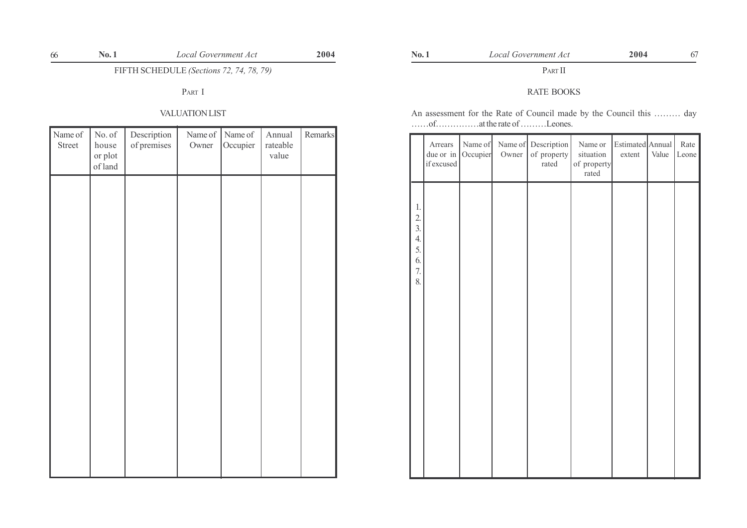## FIFTH SCHEDULE *(Sections 72, 74, 78, 79)*

### PART I

### VALUATION LIST

| Name of Street | No. of house or plot of land | Description of premises | Name of Owner | Name of Occupier | Annual rateable value | Remarks |
|---|---|---|---|---|---|---|
| | | | | | | |

### PART II

### RATE BOOKS

An assessment for the Rate of Council made by the Council this ……… day ……of……………at the rate of ………Leones.

| | Arrears due or in if excused | Name of Occupier | Name of Owner | Description of property rated | Name or situation of property rated | Estimated extent | Annual Value | Rate Leone |
|---|---|---|---|---|---|---|---|---|
| 1. | | | | | | | | |
| 2. | | | | | | | | |
| 3. | | | | | | | | |
| 4. | | | | | | | | |
| 5. | | | | | | | | |
| 6. | | | | | | | | |
| 7. | | | | | | | | |
| 8. | | | | | | | | |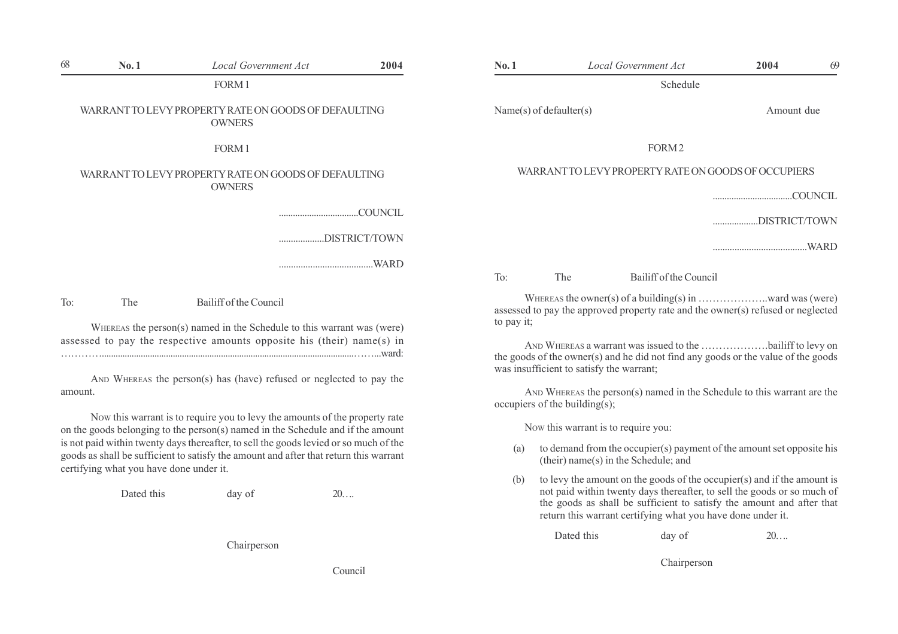FORM 1

WARRANT TO LEVY PROPERTY RATE ON GOODS OF DEFAULTING OWNERS

FORM 1

WARRANT TO LEVY PROPERTY RATE ON GOODS OF DEFAULTING OWNERS

..................................COUNCIL

...................DISTRICT/TOWN

.......................................WARD

To: The Bailiff of the Council

WHEREAS the person(s) named in the Schedule to this warrant was (were) assessed to pay the respective amounts opposite his (their) name(s) in …………...................................................................................................……...ward:

AND WHEREAS the person(s) has (have) refused or neglected to pay the amount.

NOW this warrant is to require you to levy the amounts of the property rate on the goods belonging to the person(s) named in the Schedule and if the amount is not paid within twenty days thereafter, to sell the goods levied or so much of the goods as shall be sufficient to satisfy the amount and after that return this warrant certifying what you have done under it.

Dated this day of 20….

Chairperson

Council

Schedule

| Name(s) of defaulter(s) | Amount due |
|---|---|

FORM 2

WARRANT TO LEVY PROPERTY RATE ON GOODS OF OCCUPIERS

..................................COUNCIL

...................DISTRICT/TOWN

.......................................WARD

To: The Bailiff of the Council

WHEREAS the owner(s) of a building(s) in ………………..ward was (were) assessed to pay the approved property rate and the owner(s) refused or neglected to pay it;

AND WHEREAS a warrant was issued to the ………………bailiff to levy on the goods of the owner(s) and he did not find any goods or the value of the goods was insufficient to satisfy the warrant;

AND WHEREAS the person(s) named in the Schedule to this warrant are the occupiers of the building(s);

NOW this warrant is to require you:

(a) to demand from the occupier(s) payment of the amount set opposite his (their) name(s) in the Schedule; and

(b) to levy the amount on the goods of the occupier(s) and if the amount is not paid within twenty days thereafter, to sell the goods or so much of the goods as shall be sufficient to satisfy the amount and after that return this warrant certifying what you have done under it.

Dated this day of 20….

Chairperson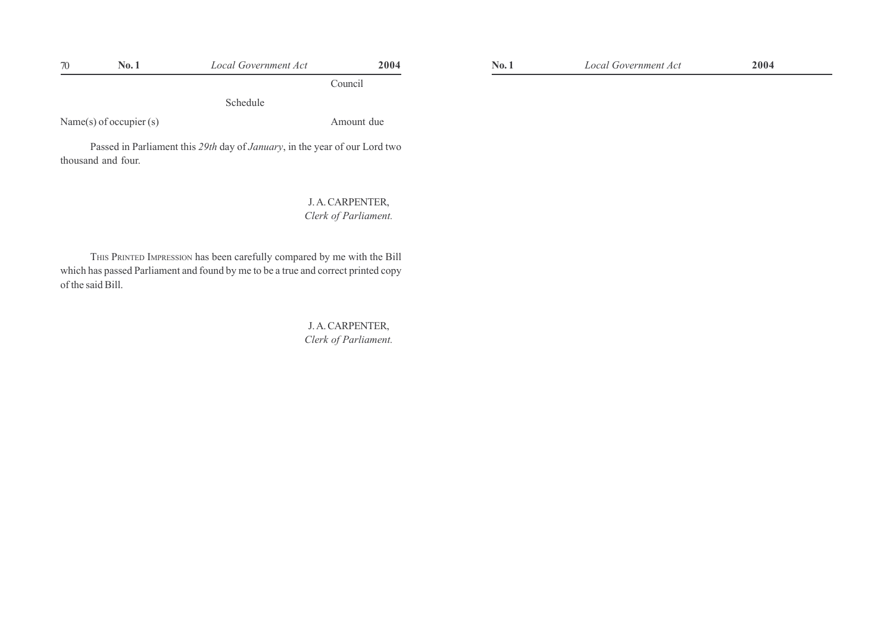Council

Schedule

Name(s) of occupier (s) Amount due

Passed in Parliament this *29th* day of *January*, in the year of our Lord two thousand and four.

J. A. CARPENTER,
*Clerk of Parliament.*

THIS PRINTED IMPRESSION has been carefully compared by me with the Bill which has passed Parliament and found by me to be a true and correct printed copy of the said Bill.

J. A. CARPENTER,
*Clerk of Parliament.*